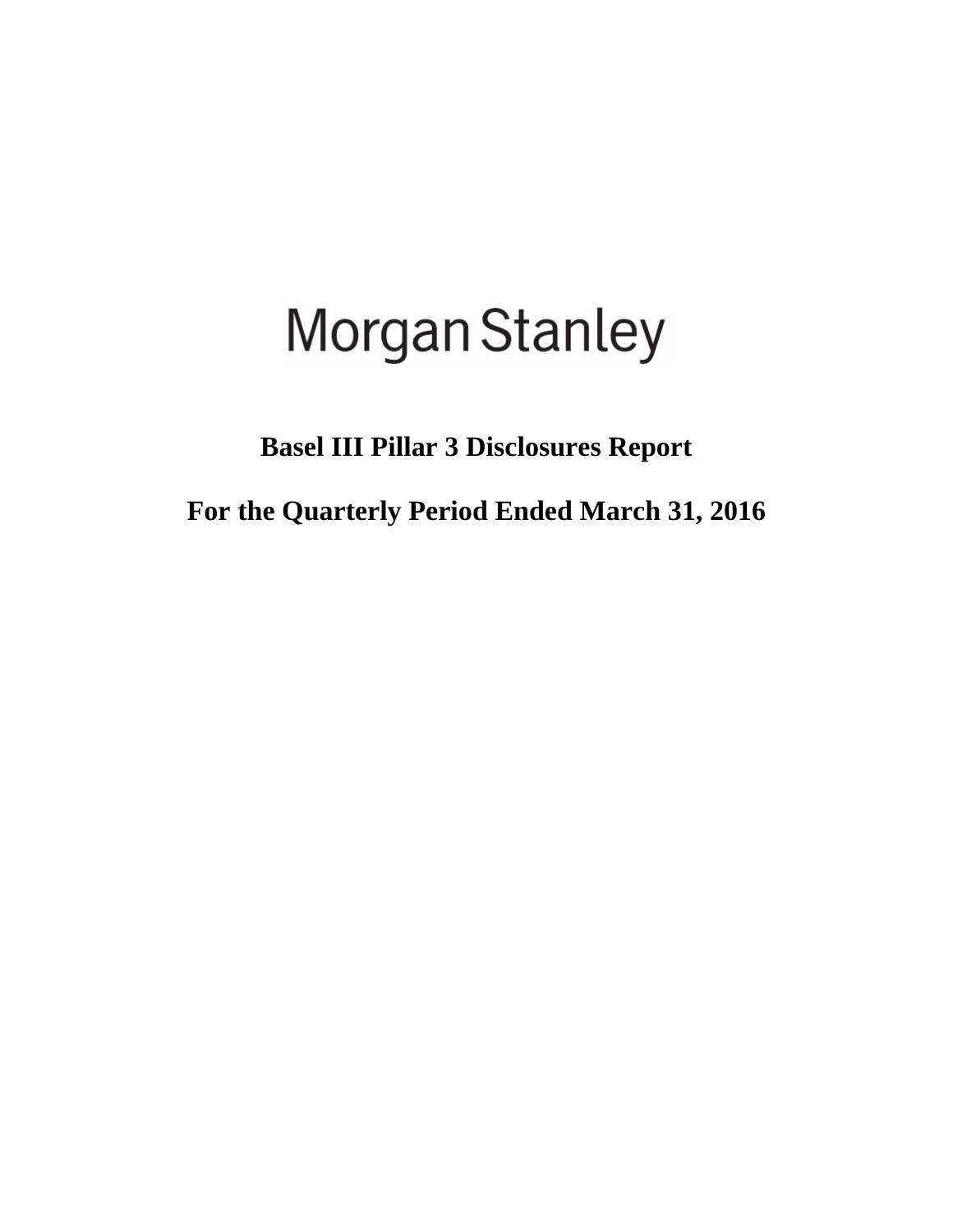Morgan Stanley

# Basel III Pillar 3 Disclosures Report

# For the Quarterly Period Ended March 31, 2016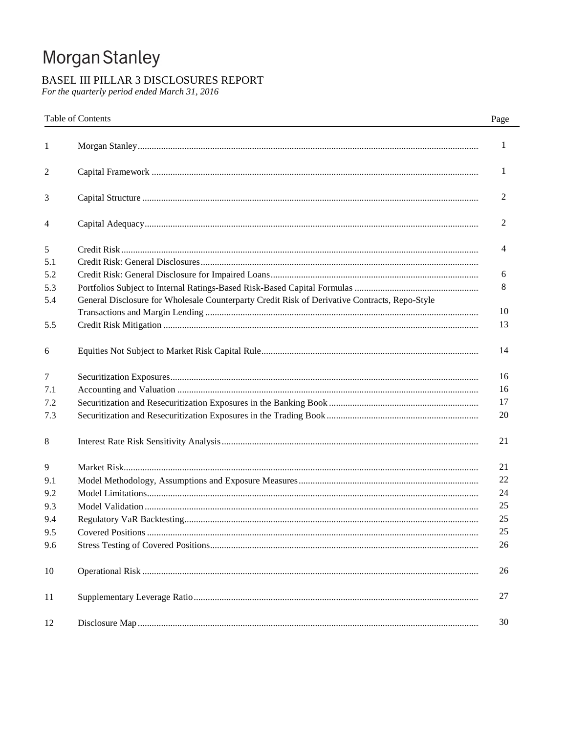# Morgan Stanley

## BASEL III PILLAR 3 DISCLOSURES REPORT

*For the quarterly period ended March 31, 2016*

| Table of Contents | | Page |
|---|---|---|
| 1 | Morgan Stanley | 1 |
| 2 | Capital Framework | 1 |
| 3 | Capital Structure | 2 |
| 4 | Capital Adequacy | 2 |
| 5 | Credit Risk | 4 |
| 5.1 | Credit Risk: General Disclosures | |
| 5.2 | Credit Risk: General Disclosure for Impaired Loans | 6 |
| 5.3 | Portfolios Subject to Internal Ratings-Based Risk-Based Capital Formulas | 8 |
| 5.4 | General Disclosure for Wholesale Counterparty Credit Risk of Derivative Contracts, Repo-Style Transactions and Margin Lending | 10 |
| 5.5 | Credit Risk Mitigation | 13 |
| 6 | Equities Not Subject to Market Risk Capital Rule | 14 |
| 7 | Securitization Exposures | 16 |
| 7.1 | Accounting and Valuation | 16 |
| 7.2 | Securitization and Resecuritization Exposures in the Banking Book | 17 |
| 7.3 | Securitization and Resecuritization Exposures in the Trading Book | 20 |
| 8 | Interest Rate Risk Sensitivity Analysis | 21 |
| 9 | Market Risk | 21 |
| 9.1 | Model Methodology, Assumptions and Exposure Measures | 22 |
| 9.2 | Model Limitations | 24 |
| 9.3 | Model Validation | 25 |
| 9.4 | Regulatory VaR Backtesting | 25 |
| 9.5 | Covered Positions | 25 |
| 9.6 | Stress Testing of Covered Positions | 26 |
| 10 | Operational Risk | 26 |
| 11 | Supplementary Leverage Ratio | 27 |
| 12 | Disclosure Map | 30 |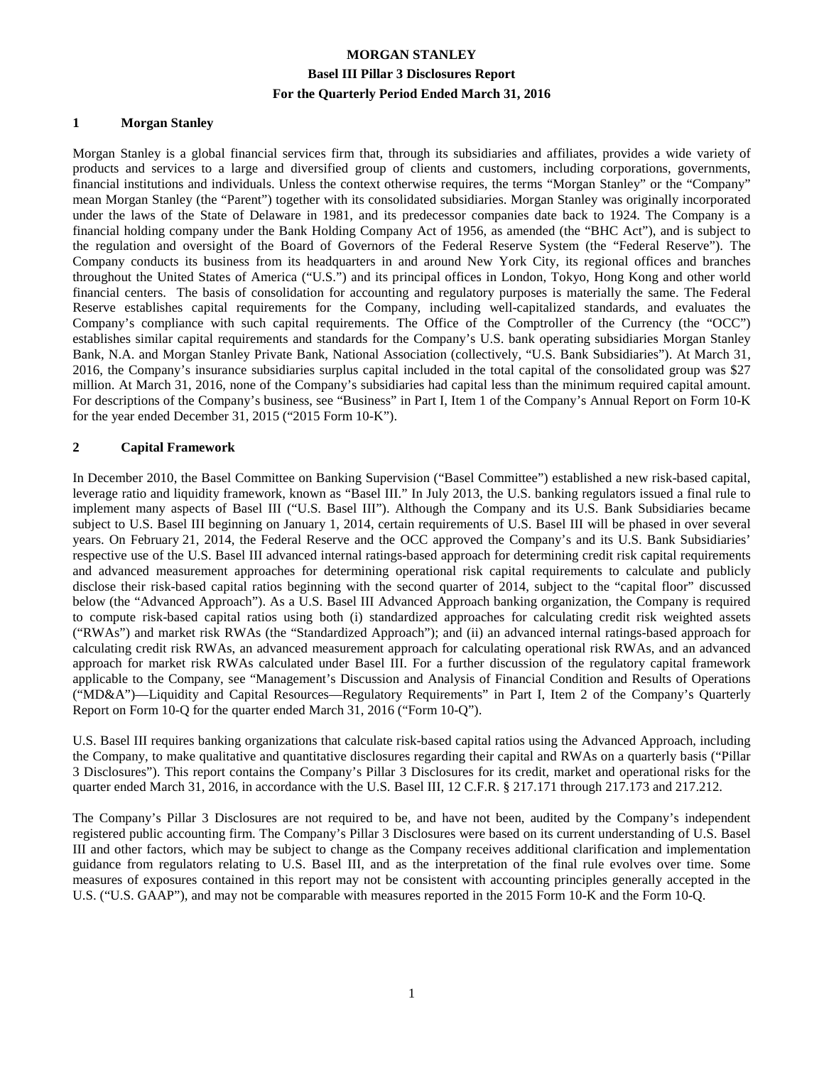**MORGAN STANLEY**

**Basel III Pillar 3 Disclosures Report**

**For the Quarterly Period Ended March 31, 2016**

## 1 Morgan Stanley

Morgan Stanley is a global financial services firm that, through its subsidiaries and affiliates, provides a wide variety of products and services to a large and diversified group of clients and customers, including corporations, governments, financial institutions and individuals. Unless the context otherwise requires, the terms "Morgan Stanley" or the "Company" mean Morgan Stanley (the "Parent") together with its consolidated subsidiaries. Morgan Stanley was originally incorporated under the laws of the State of Delaware in 1981, and its predecessor companies date back to 1924. The Company is a financial holding company under the Bank Holding Company Act of 1956, as amended (the "BHC Act"), and is subject to the regulation and oversight of the Board of Governors of the Federal Reserve System (the "Federal Reserve"). The Company conducts its business from its headquarters in and around New York City, its regional offices and branches throughout the United States of America ("U.S.") and its principal offices in London, Tokyo, Hong Kong and other world financial centers. The basis of consolidation for accounting and regulatory purposes is materially the same. The Federal Reserve establishes capital requirements for the Company, including well-capitalized standards, and evaluates the Company's compliance with such capital requirements. The Office of the Comptroller of the Currency (the "OCC") establishes similar capital requirements and standards for the Company's U.S. bank operating subsidiaries Morgan Stanley Bank, N.A. and Morgan Stanley Private Bank, National Association (collectively, "U.S. Bank Subsidiaries"). At March 31, 2016, the Company's insurance subsidiaries surplus capital included in the total capital of the consolidated group was $27 million. At March 31, 2016, none of the Company's subsidiaries had capital less than the minimum required capital amount. For descriptions of the Company's business, see "Business" in Part I, Item 1 of the Company's Annual Report on Form 10-K for the year ended December 31, 2015 ("2015 Form 10-K").

## 2 Capital Framework

In December 2010, the Basel Committee on Banking Supervision ("Basel Committee") established a new risk-based capital, leverage ratio and liquidity framework, known as "Basel III." In July 2013, the U.S. banking regulators issued a final rule to implement many aspects of Basel III ("U.S. Basel III"). Although the Company and its U.S. Bank Subsidiaries became subject to U.S. Basel III beginning on January 1, 2014, certain requirements of U.S. Basel III will be phased in over several years. On February 21, 2014, the Federal Reserve and the OCC approved the Company's and its U.S. Bank Subsidiaries' respective use of the U.S. Basel III advanced internal ratings-based approach for determining credit risk capital requirements and advanced measurement approaches for determining operational risk capital requirements to calculate and publicly disclose their risk-based capital ratios beginning with the second quarter of 2014, subject to the "capital floor" discussed below (the "Advanced Approach"). As a U.S. Basel III Advanced Approach banking organization, the Company is required to compute risk-based capital ratios using both (i) standardized approaches for calculating credit risk weighted assets ("RWAs") and market risk RWAs (the "Standardized Approach"); and (ii) an advanced internal ratings-based approach for calculating credit risk RWAs, an advanced measurement approach for calculating operational risk RWAs, and an advanced approach for market risk RWAs calculated under Basel III. For a further discussion of the regulatory capital framework applicable to the Company, see "Management's Discussion and Analysis of Financial Condition and Results of Operations ("MD&A")—Liquidity and Capital Resources—Regulatory Requirements" in Part I, Item 2 of the Company's Quarterly Report on Form 10-Q for the quarter ended March 31, 2016 ("Form 10-Q").

U.S. Basel III requires banking organizations that calculate risk-based capital ratios using the Advanced Approach, including the Company, to make qualitative and quantitative disclosures regarding their capital and RWAs on a quarterly basis ("Pillar 3 Disclosures"). This report contains the Company's Pillar 3 Disclosures for its credit, market and operational risks for the quarter ended March 31, 2016, in accordance with the U.S. Basel III, 12 C.F.R. § 217.171 through 217.173 and 217.212.

The Company's Pillar 3 Disclosures are not required to be, and have not been, audited by the Company's independent registered public accounting firm. The Company's Pillar 3 Disclosures were based on its current understanding of U.S. Basel III and other factors, which may be subject to change as the Company receives additional clarification and implementation guidance from regulators relating to U.S. Basel III, and as the interpretation of the final rule evolves over time. Some measures of exposures contained in this report may not be consistent with accounting principles generally accepted in the U.S. ("U.S. GAAP"), and may not be comparable with measures reported in the 2015 Form 10-K and the Form 10-Q.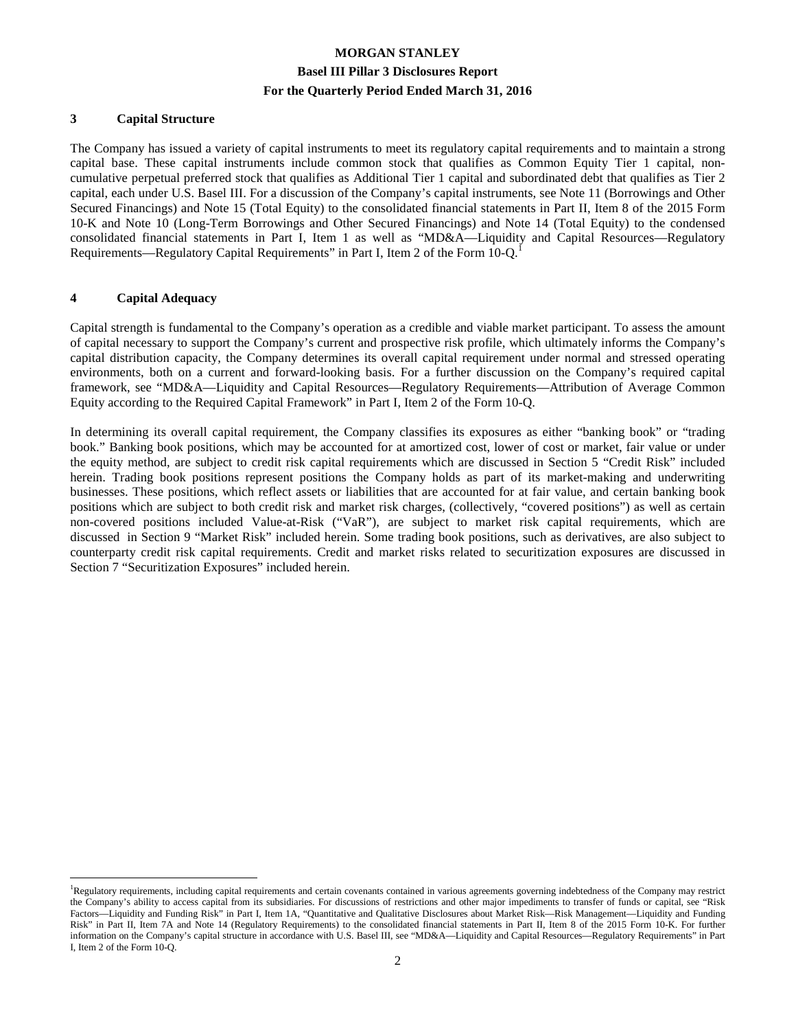## 3 Capital Structure

The Company has issued a variety of capital instruments to meet its regulatory capital requirements and to maintain a strong capital base. These capital instruments include common stock that qualifies as Common Equity Tier 1 capital, non-cumulative perpetual preferred stock that qualifies as Additional Tier 1 capital and subordinated debt that qualifies as Tier 2 capital, each under U.S. Basel III. For a discussion of the Company's capital instruments, see Note 11 (Borrowings and Other Secured Financings) and Note 15 (Total Equity) to the consolidated financial statements in Part II, Item 8 of the 2015 Form 10-K and Note 10 (Long-Term Borrowings and Other Secured Financings) and Note 14 (Total Equity) to the condensed consolidated financial statements in Part I, Item 1 as well as "MD&A—Liquidity and Capital Resources—Regulatory Requirements—Regulatory Capital Requirements" in Part I, Item 2 of the Form 10-Q.[1]

## 4 Capital Adequacy

Capital strength is fundamental to the Company's operation as a credible and viable market participant. To assess the amount of capital necessary to support the Company's current and prospective risk profile, which ultimately informs the Company's capital distribution capacity, the Company determines its overall capital requirement under normal and stressed operating environments, both on a current and forward-looking basis. For a further discussion on the Company's required capital framework, see "MD&A—Liquidity and Capital Resources—Regulatory Requirements—Attribution of Average Common Equity according to the Required Capital Framework" in Part I, Item 2 of the Form 10-Q.

In determining its overall capital requirement, the Company classifies its exposures as either "banking book" or "trading book." Banking book positions, which may be accounted for at amortized cost, lower of cost or market, fair value or under the equity method, are subject to credit risk capital requirements which are discussed in Section 5 "Credit Risk" included herein. Trading book positions represent positions the Company holds as part of its market-making and underwriting businesses. These positions, which reflect assets or liabilities that are accounted for at fair value, and certain banking book positions which are subject to both credit risk and market risk charges, (collectively, "covered positions") as well as certain non-covered positions included Value-at-Risk ("VaR"), are subject to market risk capital requirements, which are discussed in Section 9 "Market Risk" included herein. Some trading book positions, such as derivatives, are also subject to counterparty credit risk capital requirements. Credit and market risks related to securitization exposures are discussed in Section 7 "Securitization Exposures" included herein.

---

[1] Regulatory requirements, including capital requirements and certain covenants contained in various agreements governing indebtedness of the Company may restrict the Company's ability to access capital from its subsidiaries. For discussions of restrictions and other major impediments to transfer of funds or capital, see "Risk Factors—Liquidity and Funding Risk" in Part I, Item 1A, "Quantitative and Qualitative Disclosures about Market Risk—Risk Management—Liquidity and Funding Risk" in Part II, Item 7A and Note 14 (Regulatory Requirements) to the consolidated financial statements in Part II, Item 8 of the 2015 Form 10-K. For further information on the Company's capital structure in accordance with U.S. Basel III, see "MD&A—Liquidity and Capital Resources—Regulatory Requirements" in Part I, Item 2 of the Form 10-Q.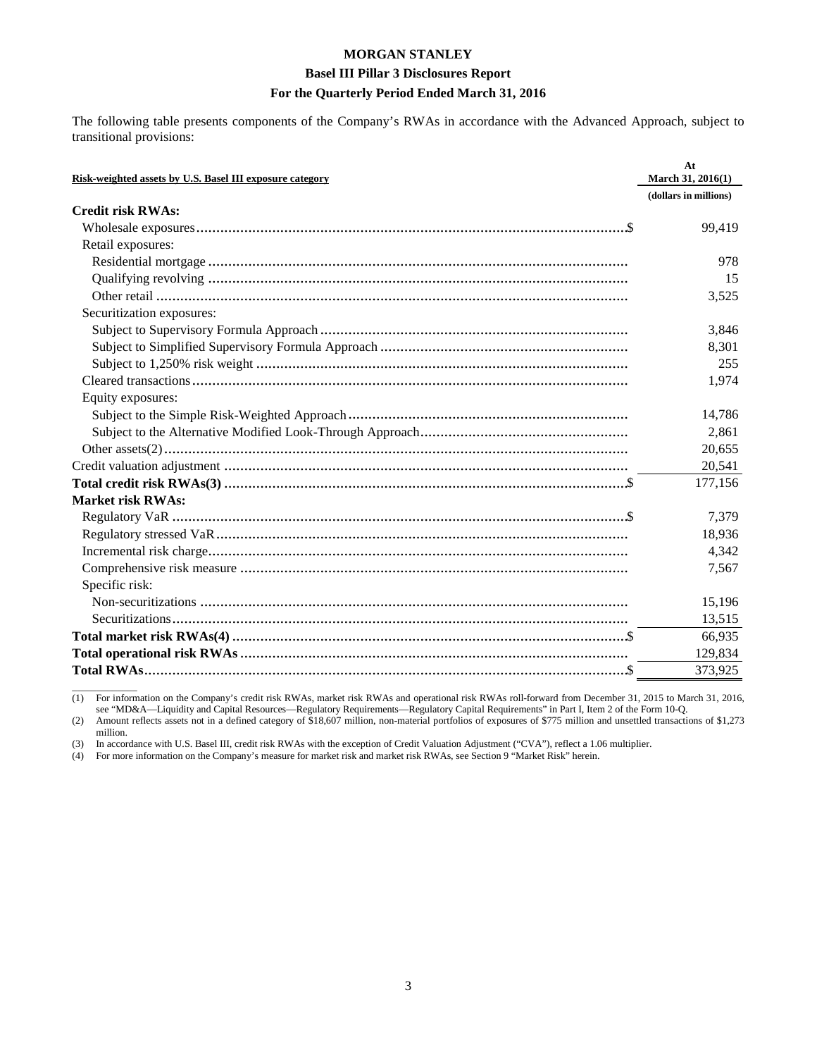The following table presents components of the Company's RWAs in accordance with the Advanced Approach, subject to transitional provisions:

| Risk-weighted assets by U.S. Basel III exposure category | At March 31, 2016(1) |
|---|---|
| | (dollars in millions) |
| **Credit risk RWAs:** | |
| Wholesale exposures | $ 99,419 |
| Retail exposures: | |
| Residential mortgage | 978 |
| Qualifying revolving | 15 |
| Other retail | 3,525 |
| Securitization exposures: | |
| Subject to Supervisory Formula Approach | 3,846 |
| Subject to Simplified Supervisory Formula Approach | 8,301 |
| Subject to 1,250% risk weight | 255 |
| Cleared transactions | 1,974 |
| Equity exposures: | |
| Subject to the Simple Risk-Weighted Approach | 14,786 |
| Subject to the Alternative Modified Look-Through Approach | 2,861 |
| Other assets(2) | 20,655 |
| Credit valuation adjustment | 20,541 |
| **Total credit risk RWAs(3)** | $ 177,156 |
| **Market risk RWAs:** | |
| Regulatory VaR | $ 7,379 |
| Regulatory stressed VaR | 18,936 |
| Incremental risk charge | 4,342 |
| Comprehensive risk measure | 7,567 |
| Specific risk: | |
| Non-securitizations | 15,196 |
| Securitizations | 13,515 |
| **Total market risk RWAs(4)** | $ 66,935 |
| **Total operational risk RWAs** | 129,834 |
| **Total RWAs** | $ 373,925 |

(1) For information on the Company's credit risk RWAs, market risk RWAs and operational risk RWAs roll-forward from December 31, 2015 to March 31, 2016, see "MD&A—Liquidity and Capital Resources—Regulatory Requirements—Regulatory Capital Requirements" in Part I, Item 2 of the Form 10-Q.

(2) Amount reflects assets not in a defined category of $18,607 million, non-material portfolios of exposures of $775 million and unsettled transactions of $1,273 million.

(3) In accordance with U.S. Basel III, credit risk RWAs with the exception of Credit Valuation Adjustment ("CVA"), reflect a 1.06 multiplier.

(4) For more information on the Company's measure for market risk and market risk RWAs, see Section 9 "Market Risk" herein.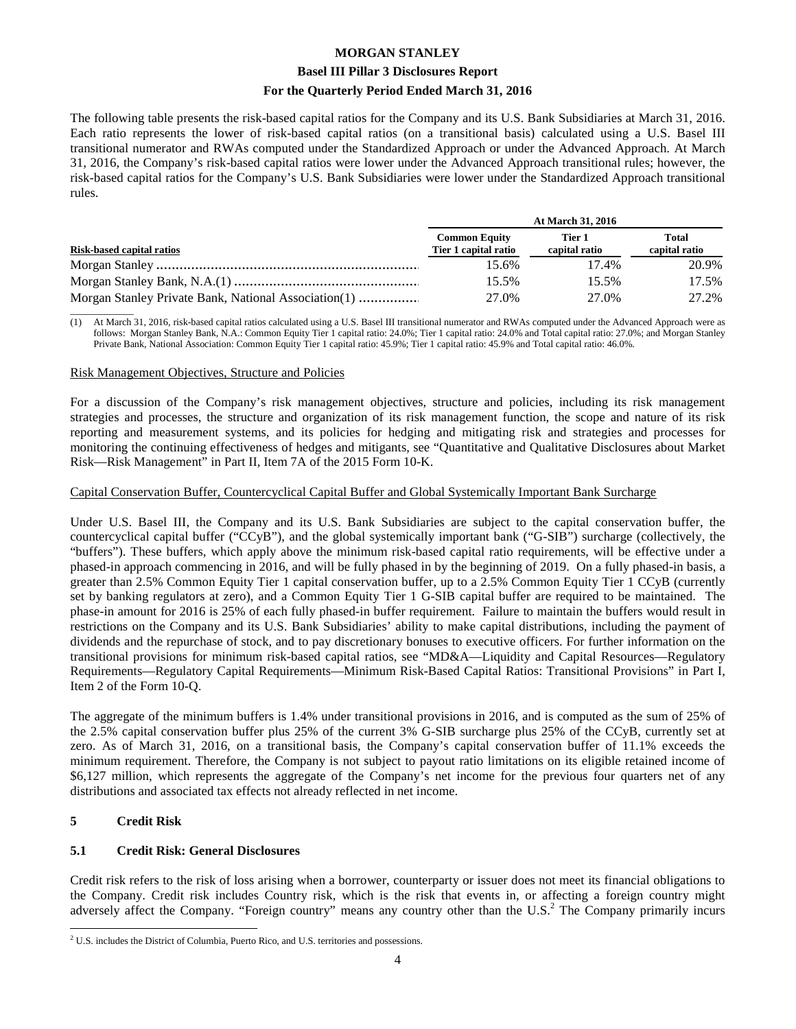The following table presents the risk-based capital ratios for the Company and its U.S. Bank Subsidiaries at March 31, 2016. Each ratio represents the lower of risk-based capital ratios (on a transitional basis) calculated using a U.S. Basel III transitional numerator and RWAs computed under the Standardized Approach or under the Advanced Approach. At March 31, 2016, the Company's risk-based capital ratios were lower under the Advanced Approach transitional rules; however, the risk-based capital ratios for the Company's U.S. Bank Subsidiaries were lower under the Standardized Approach transitional rules.

| | At March 31, 2016 | | |
|---|---|---|---|
| Risk-based capital ratios | Common Equity Tier 1 capital ratio | Tier 1 capital ratio | Total capital ratio |
| Morgan Stanley | 15.6% | 17.4% | 20.9% |
| Morgan Stanley Bank, N.A.(1) | 15.5% | 15.5% | 17.5% |
| Morgan Stanley Private Bank, National Association(1) | 27.0% | 27.0% | 27.2% |

(1) At March 31, 2016, risk-based capital ratios calculated using a U.S. Basel III transitional numerator and RWAs computed under the Advanced Approach were as follows: Morgan Stanley Bank, N.A.: Common Equity Tier 1 capital ratio: 24.0%; Tier 1 capital ratio: 24.0% and Total capital ratio: 27.0%; and Morgan Stanley Private Bank, National Association: Common Equity Tier 1 capital ratio: 45.9%; Tier 1 capital ratio: 45.9% and Total capital ratio: 46.0%.

Risk Management Objectives, Structure and Policies

For a discussion of the Company's risk management objectives, structure and policies, including its risk management strategies and processes, the structure and organization of its risk management function, the scope and nature of its risk reporting and measurement systems, and its policies for hedging and mitigating risk and strategies and processes for monitoring the continuing effectiveness of hedges and mitigants, see "Quantitative and Qualitative Disclosures about Market Risk—Risk Management" in Part II, Item 7A of the 2015 Form 10-K.

Capital Conservation Buffer, Countercyclical Capital Buffer and Global Systemically Important Bank Surcharge

Under U.S. Basel III, the Company and its U.S. Bank Subsidiaries are subject to the capital conservation buffer, the countercyclical capital buffer ("CCyB"), and the global systemically important bank ("G-SIB") surcharge (collectively, the "buffers"). These buffers, which apply above the minimum risk-based capital ratio requirements, will be effective under a phased-in approach commencing in 2016, and will be fully phased in by the beginning of 2019. On a fully phased-in basis, a greater than 2.5% Common Equity Tier 1 capital conservation buffer, up to a 2.5% Common Equity Tier 1 CCyB (currently set by banking regulators at zero), and a Common Equity Tier 1 G-SIB capital buffer are required to be maintained. The phase-in amount for 2016 is 25% of each fully phased-in buffer requirement. Failure to maintain the buffers would result in restrictions on the Company and its U.S. Bank Subsidiaries' ability to make capital distributions, including the payment of dividends and the repurchase of stock, and to pay discretionary bonuses to executive officers. For further information on the transitional provisions for minimum risk-based capital ratios, see "MD&A—Liquidity and Capital Resources—Regulatory Requirements—Regulatory Capital Requirements—Minimum Risk-Based Capital Ratios: Transitional Provisions" in Part I, Item 2 of the Form 10-Q.

The aggregate of the minimum buffers is 1.4% under transitional provisions in 2016, and is computed as the sum of 25% of the 2.5% capital conservation buffer plus 25% of the current 3% G-SIB surcharge plus 25% of the CCyB, currently set at zero. As of March 31, 2016, on a transitional basis, the Company's capital conservation buffer of 11.1% exceeds the minimum requirement. Therefore, the Company is not subject to payout ratio limitations on its eligible retained income of $6,127 million, which represents the aggregate of the Company's net income for the previous four quarters net of any distributions and associated tax effects not already reflected in net income.

## 5 Credit Risk

### 5.1 Credit Risk: General Disclosures

Credit risk refers to the risk of loss arising when a borrower, counterparty or issuer does not meet its financial obligations to the Company. Credit risk includes Country risk, which is the risk that events in, or affecting a foreign country might adversely affect the Company. "Foreign country" means any country other than the U.S.[2] The Company primarily incurs

[2] U.S. includes the District of Columbia, Puerto Rico, and U.S. territories and possessions.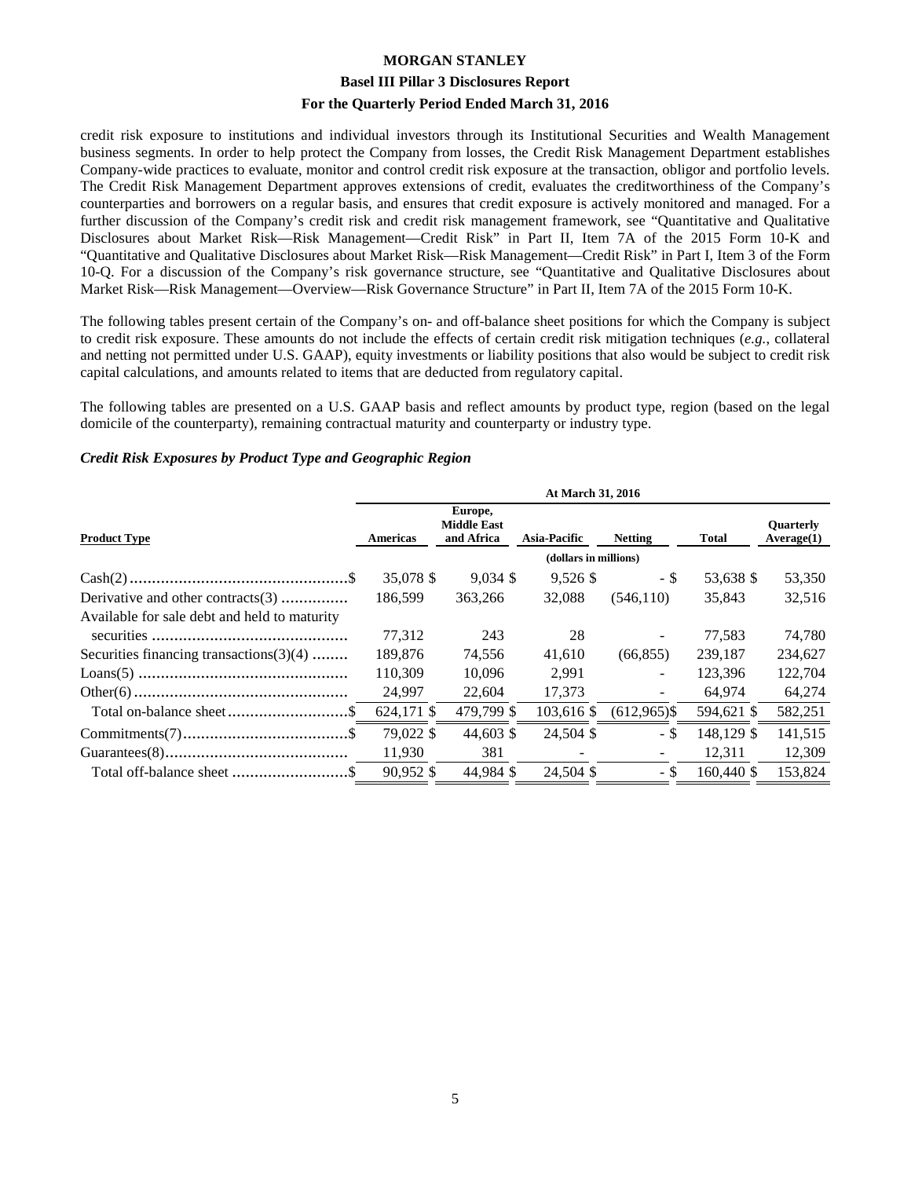credit risk exposure to institutions and individual investors through its Institutional Securities and Wealth Management business segments. In order to help protect the Company from losses, the Credit Risk Management Department establishes Company-wide practices to evaluate, monitor and control credit risk exposure at the transaction, obligor and portfolio levels. The Credit Risk Management Department approves extensions of credit, evaluates the creditworthiness of the Company's counterparties and borrowers on a regular basis, and ensures that credit exposure is actively monitored and managed. For a further discussion of the Company's credit risk and credit risk management framework, see "Quantitative and Qualitative Disclosures about Market Risk—Risk Management—Credit Risk" in Part II, Item 7A of the 2015 Form 10-K and "Quantitative and Qualitative Disclosures about Market Risk—Risk Management—Credit Risk" in Part I, Item 3 of the Form 10-Q. For a discussion of the Company's risk governance structure, see "Quantitative and Qualitative Disclosures about Market Risk—Risk Management—Overview—Risk Governance Structure" in Part II, Item 7A of the 2015 Form 10-K.

The following tables present certain of the Company's on- and off-balance sheet positions for which the Company is subject to credit risk exposure. These amounts do not include the effects of certain credit risk mitigation techniques (*e.g.,* collateral and netting not permitted under U.S. GAAP), equity investments or liability positions that also would be subject to credit risk capital calculations, and amounts related to items that are deducted from regulatory capital.

The following tables are presented on a U.S. GAAP basis and reflect amounts by product type, region (based on the legal domicile of the counterparty), remaining contractual maturity and counterparty or industry type.

***Credit Risk Exposures by Product Type and Geographic Region***

| | At March 31, 2016 | | | | | |
|---|---|---|---|---|---|---|
| **Product Type** | **Americas** | **Europe, Middle East and Africa** | **Asia-Pacific** | **Netting** | **Total** | **Quarterly Average(1)** |
| | (dollars in millions) | | | | | |
| Cash(2) | $ 35,078 | $ 9,034 | $ 9,526 | $ - | $ 53,638 | $ 53,350 |
| Derivative and other contracts(3) | 186,599 | 363,266 | 32,088 | (546,110) | 35,843 | 32,516 |
| Available for sale debt and held to maturity securities | 77,312 | 243 | 28 | - | 77,583 | 74,780 |
| Securities financing transactions(3)(4) | 189,876 | 74,556 | 41,610 | (66,855) | 239,187 | 234,627 |
| Loans(5) | 110,309 | 10,096 | 2,991 | - | 123,396 | 122,704 |
| Other(6) | 24,997 | 22,604 | 17,373 | - | 64,974 | 64,274 |
| Total on-balance sheet | $ 624,171 | $ 479,799 | $ 103,616 | $ (612,965) | $ 594,621 | $ 582,251 |
| Commitments(7) | $ 79,022 | $ 44,603 | $ 24,504 | $ - | $ 148,129 | $ 141,515 |
| Guarantees(8) | 11,930 | 381 | - | - | 12,311 | 12,309 |
| Total off-balance sheet | $ 90,952 | $ 44,984 | $ 24,504 | $ - | $ 160,440 | $ 153,824 |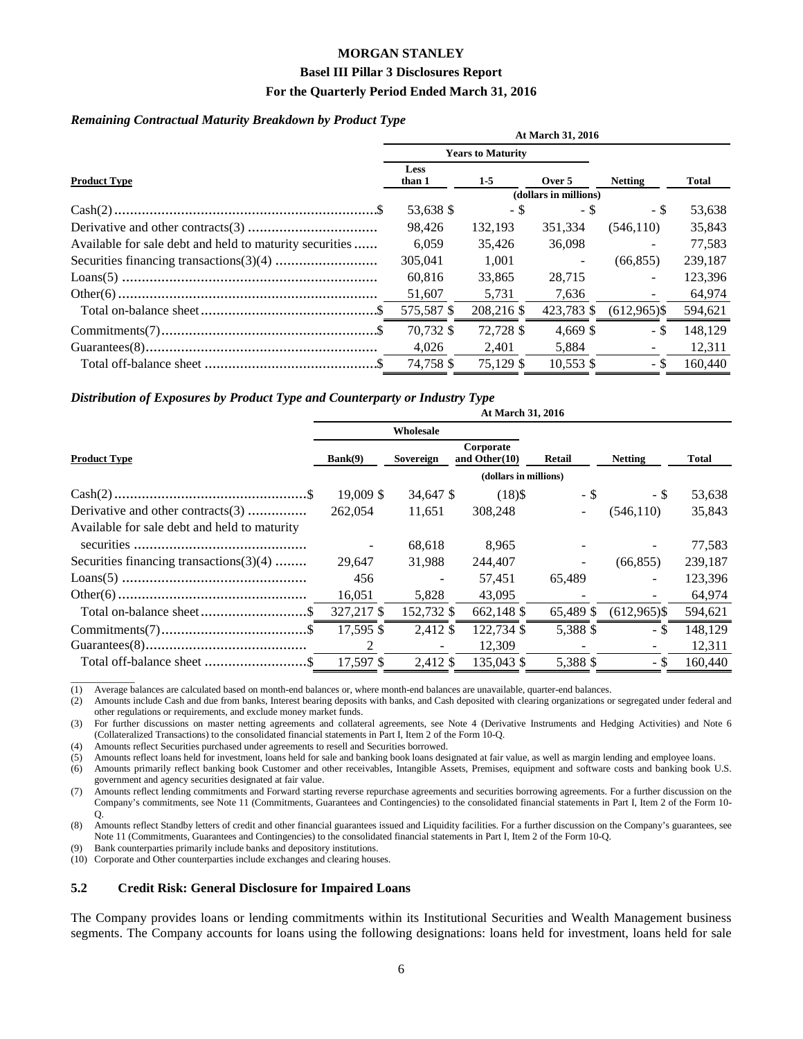#### *Remaining Contractual Maturity Breakdown by Product Type*

| | At March 31, 2016 | | | | |
|---|---|---|---|---|---|
| | Years to Maturity | | | | |
| **Product Type** | **Less than 1** | **1-5** | **Over 5** | **Netting** | **Total** |
| | (dollars in millions) | | | | |
| Cash(2) | $ 53,638 | $ - | $ - | $ - | $ 53,638 |
| Derivative and other contracts(3) | 98,426 | 132,193 | 351,334 | (546,110) | 35,843 |
| Available for sale debt and held to maturity securities | 6,059 | 35,426 | 36,098 | - | 77,583 |
| Securities financing transactions(3)(4) | 305,041 | 1,001 | - | (66,855) | 239,187 |
| Loans(5) | 60,816 | 33,865 | 28,715 | - | 123,396 |
| Other(6) | 51,607 | 5,731 | 7,636 | - | 64,974 |
| Total on-balance sheet | $ 575,587 | $ 208,216 | $ 423,783 | $ (612,965) | $ 594,621 |
| Commitments(7) | $ 70,732 | $ 72,728 | $ 4,669 | $ - | $ 148,129 |
| Guarantees(8) | 4,026 | 2,401 | 5,884 | - | 12,311 |
| Total off-balance sheet | $ 74,758 | $ 75,129 | $ 10,553 | $ - | $ 160,440 |

#### *Distribution of Exposures by Product Type and Counterparty or Industry Type*

| | At March 31, 2016 | | | | | |
|---|---|---|---|---|---|---|
| | Wholesale | | | | | |
| **Product Type** | **Bank(9)** | **Sovereign** | **Corporate and Other(10)** | **Retail** | **Netting** | **Total** |
| | (dollars in millions) | | | | | |
| Cash(2) | $ 19,009 | $ 34,647 | $ (18) | $ - | $ - | $ 53,638 |
| Derivative and other contracts(3) | 262,054 | 11,651 | 308,248 | - | (546,110) | 35,843 |
| Available for sale debt and held to maturity securities | - | 68,618 | 8,965 | - | - | 77,583 |
| Securities financing transactions(3)(4) | 29,647 | 31,988 | 244,407 | - | (66,855) | 239,187 |
| Loans(5) | 456 | - | 57,451 | 65,489 | - | 123,396 |
| Other(6) | 16,051 | 5,828 | 43,095 | - | - | 64,974 |
| Total on-balance sheet | $ 327,217 | $ 152,732 | $ 662,148 | $ 65,489 | $ (612,965) | $ 594,621 |
| Commitments(7) | $ 17,595 | $ 2,412 | $ 122,734 | $ 5,388 | $ - | $ 148,129 |
| Guarantees(8) | 2 | - | 12,309 | - | - | 12,311 |
| Total off-balance sheet | $ 17,597 | $ 2,412 | $ 135,043 | $ 5,388 | $ - | $ 160,440 |

(1) Average balances are calculated based on month-end balances or, where month-end balances are unavailable, quarter-end balances.
(2) Amounts include Cash and due from banks, Interest bearing deposits with banks, and Cash deposited with clearing organizations or segregated under federal and other regulations or requirements, and exclude money market funds.
(3) For further discussions on master netting agreements and collateral agreements, see Note 4 (Derivative Instruments and Hedging Activities) and Note 6 (Collateralized Transactions) to the consolidated financial statements in Part I, Item 2 of the Form 10-Q.
(4) Amounts reflect Securities purchased under agreements to resell and Securities borrowed.
(5) Amounts reflect loans held for investment, loans held for sale and banking book loans designated at fair value, as well as margin lending and employee loans.
(6) Amounts primarily reflect banking book Customer and other receivables, Intangible Assets, Premises, equipment and software costs and banking book U.S. government and agency securities designated at fair value.
(7) Amounts reflect lending commitments and Forward starting reverse repurchase agreements and securities borrowing agreements. For a further discussion on the Company's commitments, see Note 11 (Commitments, Guarantees and Contingencies) to the consolidated financial statements in Part I, Item 2 of the Form 10-Q.
(8) Amounts reflect Standby letters of credit and other financial guarantees issued and Liquidity facilities. For a further discussion on the Company's guarantees, see Note 11 (Commitments, Guarantees and Contingencies) to the consolidated financial statements in Part I, Item 2 of the Form 10-Q.
(9) Bank counterparties primarily include banks and depository institutions.
(10) Corporate and Other counterparties include exchanges and clearing houses.

## 5.2 Credit Risk: General Disclosure for Impaired Loans

The Company provides loans or lending commitments within its Institutional Securities and Wealth Management business segments. The Company accounts for loans using the following designations: loans held for investment, loans held for sale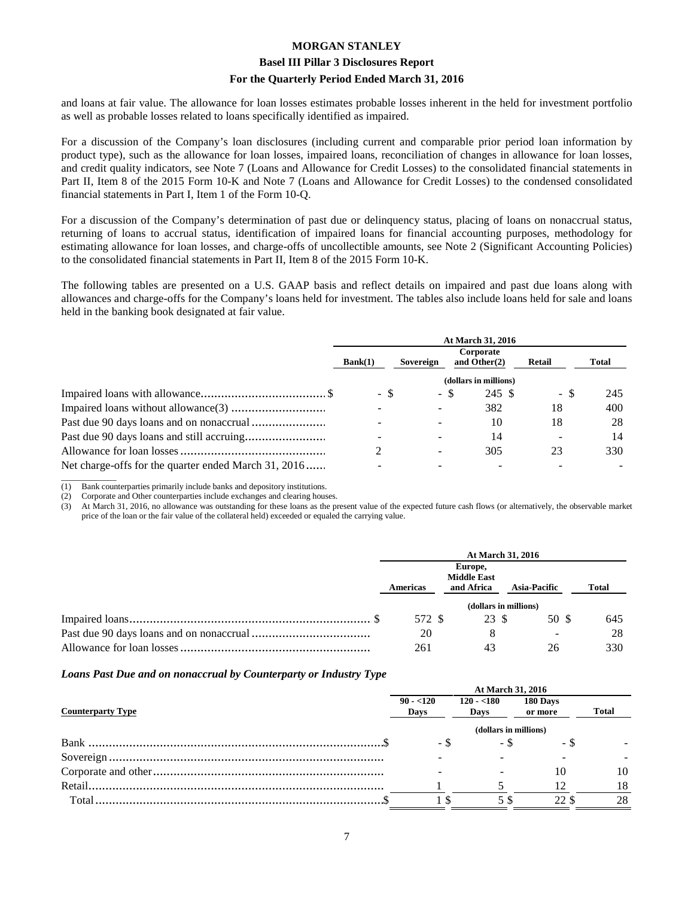and loans at fair value. The allowance for loan losses estimates probable losses inherent in the held for investment portfolio as well as probable losses related to loans specifically identified as impaired.

For a discussion of the Company's loan disclosures (including current and comparable prior period loan information by product type), such as the allowance for loan losses, impaired loans, reconciliation of changes in allowance for loan losses, and credit quality indicators, see Note 7 (Loans and Allowance for Credit Losses) to the consolidated financial statements in Part II, Item 8 of the 2015 Form 10-K and Note 7 (Loans and Allowance for Credit Losses) to the condensed consolidated financial statements in Part I, Item 1 of the Form 10-Q.

For a discussion of the Company's determination of past due or delinquency status, placing of loans on nonaccrual status, returning of loans to accrual status, identification of impaired loans for financial accounting purposes, methodology for estimating allowance for loan losses, and charge-offs of uncollectible amounts, see Note 2 (Significant Accounting Policies) to the consolidated financial statements in Part II, Item 8 of the 2015 Form 10-K.

The following tables are presented on a U.S. GAAP basis and reflect details on impaired and past due loans along with allowances and charge-offs for the Company's loans held for investment. The tables also include loans held for sale and loans held in the banking book designated at fair value.

| | At March 31, 2016 | | | | |
|---|---|---|---|---|---|
| | Bank(1) | Sovereign | Corporate and Other(2) | Retail | Total |
| | (dollars in millions) | | | | |
| Impaired loans with allowance | $ - | $ - | $ 245 | $ - | $ 245 |
| Impaired loans without allowance(3) | - | - | 382 | 18 | 400 |
| Past due 90 days loans and on nonaccrual | - | - | 10 | 18 | 28 |
| Past due 90 days loans and still accruing | - | - | 14 | - | 14 |
| Allowance for loan losses | 2 | - | 305 | 23 | 330 |
| Net charge-offs for the quarter ended March 31, 2016 | - | - | - | - | - |

(1) Bank counterparties primarily include banks and depository institutions.
(2) Corporate and Other counterparties include exchanges and clearing houses.
(3) At March 31, 2016, no allowance was outstanding for these loans as the present value of the expected future cash flows (or alternatively, the observable market price of the loan or the fair value of the collateral held) exceeded or equaled the carrying value.

| | At March 31, 2016 | | | |
|---|---|---|---|---|
| | Americas | Europe, Middle East and Africa | Asia-Pacific | Total |
| | (dollars in millions) | | | |
| Impaired loans | $ 572 | $ 23 | $ 50 | $ 645 |
| Past due 90 days loans and on nonaccrual | 20 | 8 | - | 28 |
| Allowance for loan losses | 261 | 43 | 26 | 330 |

***Loans Past Due and on nonaccrual by Counterparty or Industry Type***

| Counterparty Type | At March 31, 2016 | | | |
|---|---|---|---|---|
| | 90 - <120 Days | 120 - <180 Days | 180 Days or more | Total |
| | (dollars in millions) | | | |
| Bank | $ - | $ - | $ - | $ - |
| Sovereign | - | - | - | - |
| Corporate and other | - | - | 10 | 10 |
| Retail | 1 | 5 | 12 | 18 |
| Total | $ 1 | $ 5 | $ 22 | $ 28 |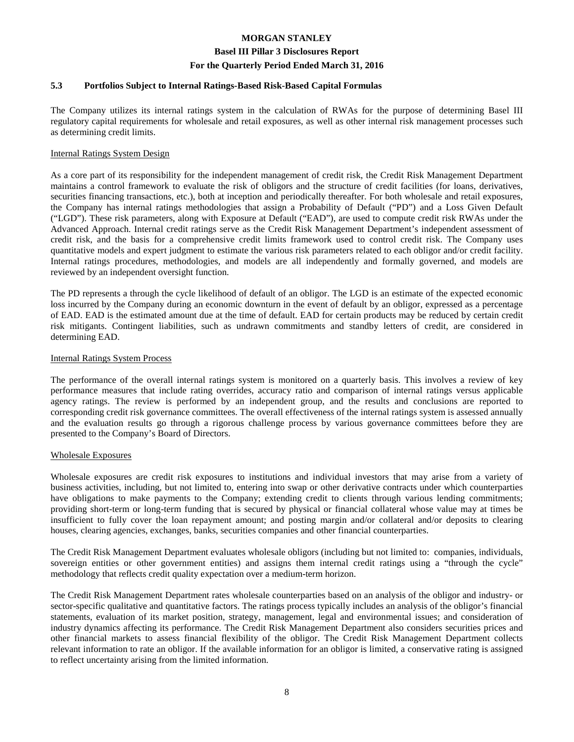## 5.3 Portfolios Subject to Internal Ratings-Based Risk-Based Capital Formulas

The Company utilizes its internal ratings system in the calculation of RWAs for the purpose of determining Basel III regulatory capital requirements for wholesale and retail exposures, as well as other internal risk management processes such as determining credit limits.

Internal Ratings System Design

As a core part of its responsibility for the independent management of credit risk, the Credit Risk Management Department maintains a control framework to evaluate the risk of obligors and the structure of credit facilities (for loans, derivatives, securities financing transactions, etc.), both at inception and periodically thereafter. For both wholesale and retail exposures, the Company has internal ratings methodologies that assign a Probability of Default ("PD") and a Loss Given Default ("LGD"). These risk parameters, along with Exposure at Default ("EAD"), are used to compute credit risk RWAs under the Advanced Approach. Internal credit ratings serve as the Credit Risk Management Department's independent assessment of credit risk, and the basis for a comprehensive credit limits framework used to control credit risk. The Company uses quantitative models and expert judgment to estimate the various risk parameters related to each obligor and/or credit facility. Internal ratings procedures, methodologies, and models are all independently and formally governed, and models are reviewed by an independent oversight function.

The PD represents a through the cycle likelihood of default of an obligor. The LGD is an estimate of the expected economic loss incurred by the Company during an economic downturn in the event of default by an obligor, expressed as a percentage of EAD. EAD is the estimated amount due at the time of default. EAD for certain products may be reduced by certain credit risk mitigants. Contingent liabilities, such as undrawn commitments and standby letters of credit, are considered in determining EAD.

Internal Ratings System Process

The performance of the overall internal ratings system is monitored on a quarterly basis. This involves a review of key performance measures that include rating overrides, accuracy ratio and comparison of internal ratings versus applicable agency ratings. The review is performed by an independent group, and the results and conclusions are reported to corresponding credit risk governance committees. The overall effectiveness of the internal ratings system is assessed annually and the evaluation results go through a rigorous challenge process by various governance committees before they are presented to the Company's Board of Directors.

Wholesale Exposures

Wholesale exposures are credit risk exposures to institutions and individual investors that may arise from a variety of business activities, including, but not limited to, entering into swap or other derivative contracts under which counterparties have obligations to make payments to the Company; extending credit to clients through various lending commitments; providing short-term or long-term funding that is secured by physical or financial collateral whose value may at times be insufficient to fully cover the loan repayment amount; and posting margin and/or collateral and/or deposits to clearing houses, clearing agencies, exchanges, banks, securities companies and other financial counterparties.

The Credit Risk Management Department evaluates wholesale obligors (including but not limited to: companies, individuals, sovereign entities or other government entities) and assigns them internal credit ratings using a "through the cycle" methodology that reflects credit quality expectation over a medium-term horizon.

The Credit Risk Management Department rates wholesale counterparties based on an analysis of the obligor and industry- or sector-specific qualitative and quantitative factors. The ratings process typically includes an analysis of the obligor's financial statements, evaluation of its market position, strategy, management, legal and environmental issues; and consideration of industry dynamics affecting its performance. The Credit Risk Management Department also considers securities prices and other financial markets to assess financial flexibility of the obligor. The Credit Risk Management Department collects relevant information to rate an obligor. If the available information for an obligor is limited, a conservative rating is assigned to reflect uncertainty arising from the limited information.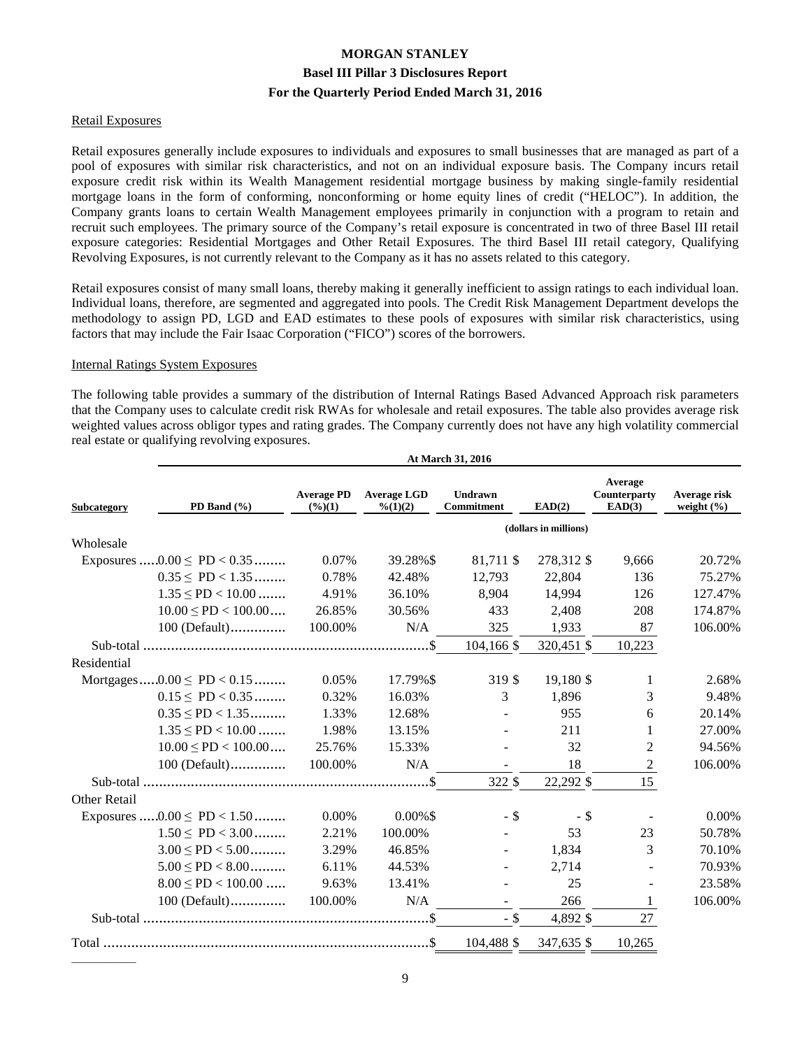## Retail Exposures

Retail exposures generally include exposures to individuals and exposures to small businesses that are managed as part of a pool of exposures with similar risk characteristics, and not on an individual exposure basis. The Company incurs retail exposure credit risk within its Wealth Management residential mortgage business by making single-family residential mortgage loans in the form of conforming, nonconforming or home equity lines of credit ("HELOC"). In addition, the Company grants loans to certain Wealth Management employees primarily in conjunction with a program to retain and recruit such employees. The primary source of the Company's retail exposure is concentrated in two of three Basel III retail exposure categories: Residential Mortgages and Other Retail Exposures. The third Basel III retail category, Qualifying Revolving Exposures, is not currently relevant to the Company as it has no assets related to this category.

Retail exposures consist of many small loans, thereby making it generally inefficient to assign ratings to each individual loan. Individual loans, therefore, are segmented and aggregated into pools. The Credit Risk Management Department develops the methodology to assign PD, LGD and EAD estimates to these pools of exposures with similar risk characteristics, using factors that may include the Fair Isaac Corporation ("FICO") scores of the borrowers.

## Internal Ratings System Exposures

The following table provides a summary of the distribution of Internal Ratings Based Advanced Approach risk parameters that the Company uses to calculate credit risk RWAs for wholesale and retail exposures. The table also provides average risk weighted values across obligor types and rating grades. The Company currently does not have any high volatility commercial real estate or qualifying revolving exposures.

| | At March 31, 2016 | | | | | | |
|---|---|---|---|---|---|---|---|
| **Subcategory** | **PD Band (%)** | **Average PD (%)(1)** | **Average LGD %(1)(2)** | **Undrawn Commitment** | **EAD(2)** | **Average Counterparty EAD(3)** | **Average risk weight (%)** |
| | | | | (dollars in millions) | | | |
| Wholesale Exposures | 0.00 ≤ PD < 0.35 | 0.07% | 39.28% | $ 81,711 | $ 278,312 | $ 9,666 | 20.72% |
| | 0.35 ≤ PD < 1.35 | 0.78% | 42.48% | 12,793 | 22,804 | 136 | 75.27% |
| | 1.35 ≤ PD < 10.00 | 4.91% | 36.10% | 8,904 | 14,994 | 126 | 127.47% |
| | 10.00 ≤ PD < 100.00 | 26.85% | 30.56% | 433 | 2,408 | 208 | 174.87% |
| | 100 (Default) | 100.00% | N/A | 325 | 1,933 | 87 | 106.00% |
| Sub-total | | | | $ 104,166 | $ 320,451 | $ 10,223 | |
| Residential Mortgages | 0.00 ≤ PD < 0.15 | 0.05% | 17.79% | $ 319 | $ 19,180 | $ 1 | 2.68% |
| | 0.15 ≤ PD < 0.35 | 0.32% | 16.03% | 3 | 1,896 | 3 | 9.48% |
| | 0.35 ≤ PD < 1.35 | 1.33% | 12.68% | - | 955 | 6 | 20.14% |
| | 1.35 ≤ PD < 10.00 | 1.98% | 13.15% | - | 211 | 1 | 27.00% |
| | 10.00 ≤ PD < 100.00 | 25.76% | 15.33% | - | 32 | 2 | 94.56% |
| | 100 (Default) | 100.00% | N/A | - | 18 | 2 | 106.00% |
| Sub-total | | | | $ 322 | $ 22,292 | $ 15 | |
| Other Retail Exposures | 0.00 ≤ PD < 1.50 | 0.00% | 0.00% | $ - | $ - | $ - | 0.00% |
| | 1.50 ≤ PD < 3.00 | 2.21% | 100.00% | - | 53 | 23 | 50.78% |
| | 3.00 ≤ PD < 5.00 | 3.29% | 46.85% | - | 1,834 | 3 | 70.10% |
| | 5.00 ≤ PD < 8.00 | 6.11% | 44.53% | - | 2,714 | - | 70.93% |
| | 8.00 ≤ PD < 100.00 | 9.63% | 13.41% | - | 25 | - | 23.58% |
| | 100 (Default) | 100.00% | N/A | - | 266 | 1 | 106.00% |
| Sub-total | | | | $ - | $ 4,892 | $ 27 | |
| Total | | | | $ 104,488 | $ 347,635 | $ 10,265 | |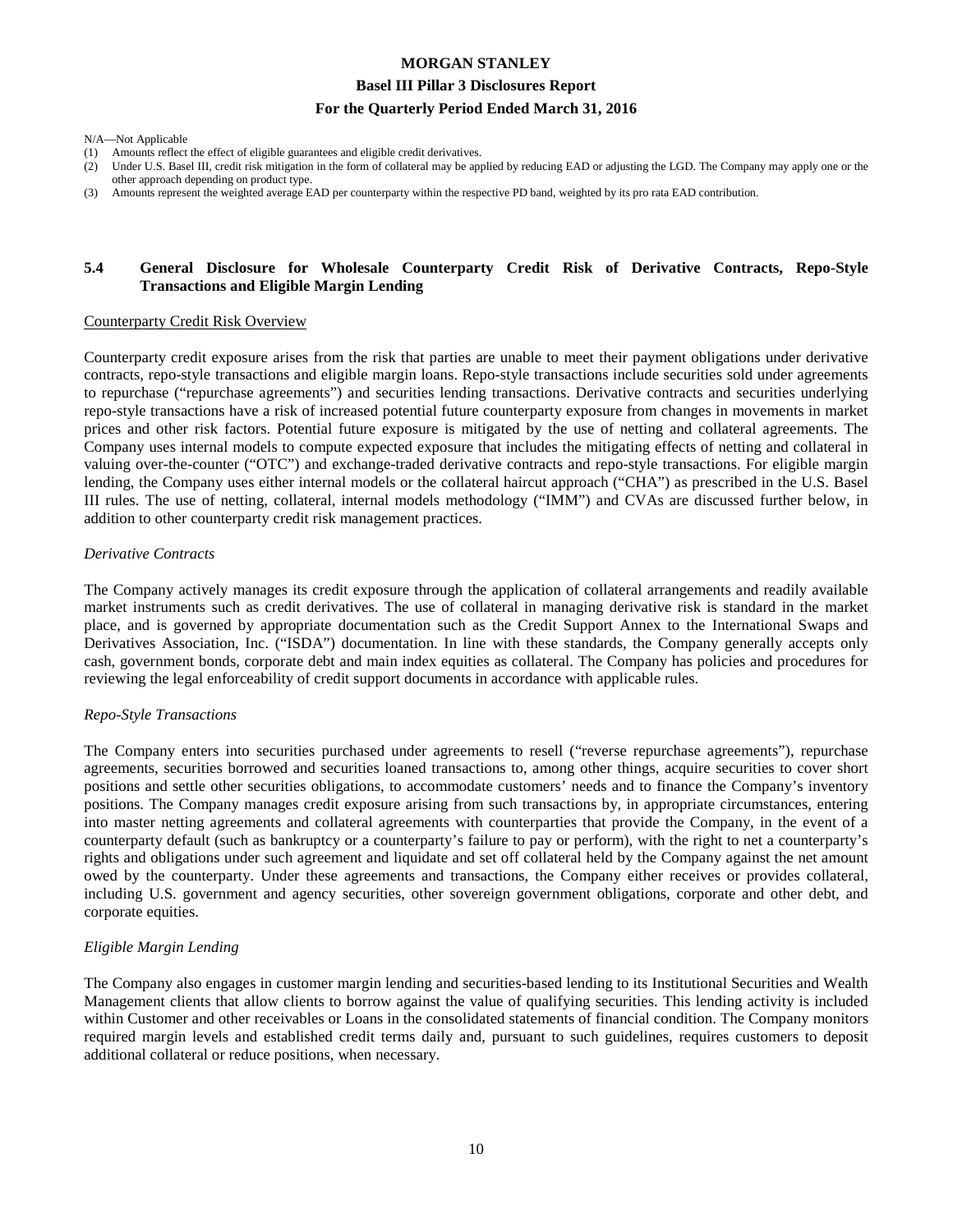N/A—Not Applicable

(1) Amounts reflect the effect of eligible guarantees and eligible credit derivatives.

(2) Under U.S. Basel III, credit risk mitigation in the form of collateral may be applied by reducing EAD or adjusting the LGD. The Company may apply one or the other approach depending on product type.

(3) Amounts represent the weighted average EAD per counterparty within the respective PD band, weighted by its pro rata EAD contribution.

## 5.4 General Disclosure for Wholesale Counterparty Credit Risk of Derivative Contracts, Repo-Style Transactions and Eligible Margin Lending

Counterparty Credit Risk Overview

Counterparty credit exposure arises from the risk that parties are unable to meet their payment obligations under derivative contracts, repo-style transactions and eligible margin loans. Repo-style transactions include securities sold under agreements to repurchase ("repurchase agreements") and securities lending transactions. Derivative contracts and securities underlying repo-style transactions have a risk of increased potential future counterparty exposure from changes in movements in market prices and other risk factors. Potential future exposure is mitigated by the use of netting and collateral agreements. The Company uses internal models to compute expected exposure that includes the mitigating effects of netting and collateral in valuing over-the-counter ("OTC") and exchange-traded derivative contracts and repo-style transactions. For eligible margin lending, the Company uses either internal models or the collateral haircut approach ("CHA") as prescribed in the U.S. Basel III rules. The use of netting, collateral, internal models methodology ("IMM") and CVAs are discussed further below, in addition to other counterparty credit risk management practices.

*Derivative Contracts*

The Company actively manages its credit exposure through the application of collateral arrangements and readily available market instruments such as credit derivatives. The use of collateral in managing derivative risk is standard in the market place, and is governed by appropriate documentation such as the Credit Support Annex to the International Swaps and Derivatives Association, Inc. ("ISDA") documentation. In line with these standards, the Company generally accepts only cash, government bonds, corporate debt and main index equities as collateral. The Company has policies and procedures for reviewing the legal enforceability of credit support documents in accordance with applicable rules.

*Repo-Style Transactions*

The Company enters into securities purchased under agreements to resell ("reverse repurchase agreements"), repurchase agreements, securities borrowed and securities loaned transactions to, among other things, acquire securities to cover short positions and settle other securities obligations, to accommodate customers' needs and to finance the Company's inventory positions. The Company manages credit exposure arising from such transactions by, in appropriate circumstances, entering into master netting agreements and collateral agreements with counterparties that provide the Company, in the event of a counterparty default (such as bankruptcy or a counterparty's failure to pay or perform), with the right to net a counterparty's rights and obligations under such agreement and liquidate and set off collateral held by the Company against the net amount owed by the counterparty. Under these agreements and transactions, the Company either receives or provides collateral, including U.S. government and agency securities, other sovereign government obligations, corporate and other debt, and corporate equities.

*Eligible Margin Lending*

The Company also engages in customer margin lending and securities-based lending to its Institutional Securities and Wealth Management clients that allow clients to borrow against the value of qualifying securities. This lending activity is included within Customer and other receivables or Loans in the consolidated statements of financial condition. The Company monitors required margin levels and established credit terms daily and, pursuant to such guidelines, requires customers to deposit additional collateral or reduce positions, when necessary.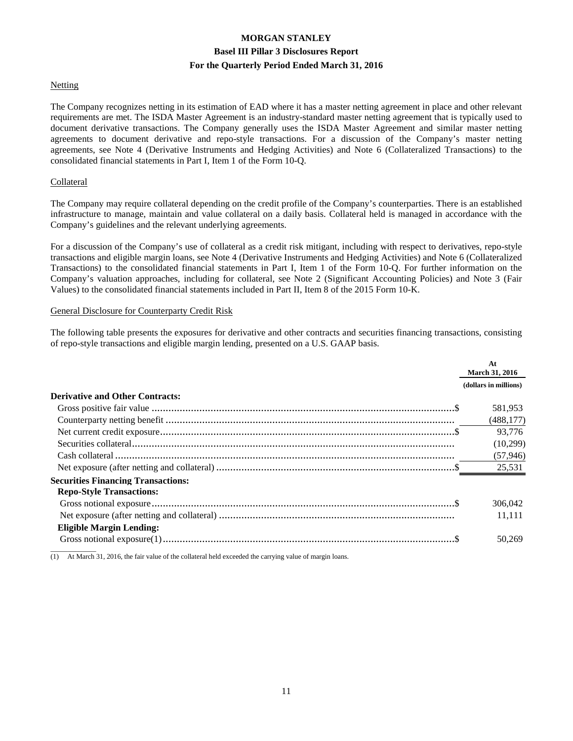## Netting

The Company recognizes netting in its estimation of EAD where it has a master netting agreement in place and other relevant requirements are met. The ISDA Master Agreement is an industry-standard master netting agreement that is typically used to document derivative transactions. The Company generally uses the ISDA Master Agreement and similar master netting agreements to document derivative and repo-style transactions. For a discussion of the Company's master netting agreements, see Note 4 (Derivative Instruments and Hedging Activities) and Note 6 (Collateralized Transactions) to the consolidated financial statements in Part I, Item 1 of the Form 10-Q.

## Collateral

The Company may require collateral depending on the credit profile of the Company's counterparties. There is an established infrastructure to manage, maintain and value collateral on a daily basis. Collateral held is managed in accordance with the Company's guidelines and the relevant underlying agreements.

For a discussion of the Company's use of collateral as a credit risk mitigant, including with respect to derivatives, repo-style transactions and eligible margin loans, see Note 4 (Derivative Instruments and Hedging Activities) and Note 6 (Collateralized Transactions) to the consolidated financial statements in Part I, Item 1 of the Form 10-Q. For further information on the Company's valuation approaches, including for collateral, see Note 2 (Significant Accounting Policies) and Note 3 (Fair Values) to the consolidated financial statements included in Part II, Item 8 of the 2015 Form 10-K.

## General Disclosure for Counterparty Credit Risk

The following table presents the exposures for derivative and other contracts and securities financing transactions, consisting of repo-style transactions and eligible margin lending, presented on a U.S. GAAP basis.

| | At March 31, 2016 |
|---|---|
| | (dollars in millions) |
| **Derivative and Other Contracts:** | |
| Gross positive fair value | $ 581,953 |
| Counterparty netting benefit | (488,177) |
| Net current credit exposure | $ 93,776 |
| Securities collateral | (10,299) |
| Cash collateral | (57,946) |
| Net exposure (after netting and collateral) | $ 25,531 |
| **Securities Financing Transactions:** | |
| **Repo-Style Transactions:** | |
| Gross notional exposure | $ 306,042 |
| Net exposure (after netting and collateral) | 11,111 |
| **Eligible Margin Lending:** | |
| Gross notional exposure(1) | $ 50,269 |

(1) At March 31, 2016, the fair value of the collateral held exceeded the carrying value of margin loans.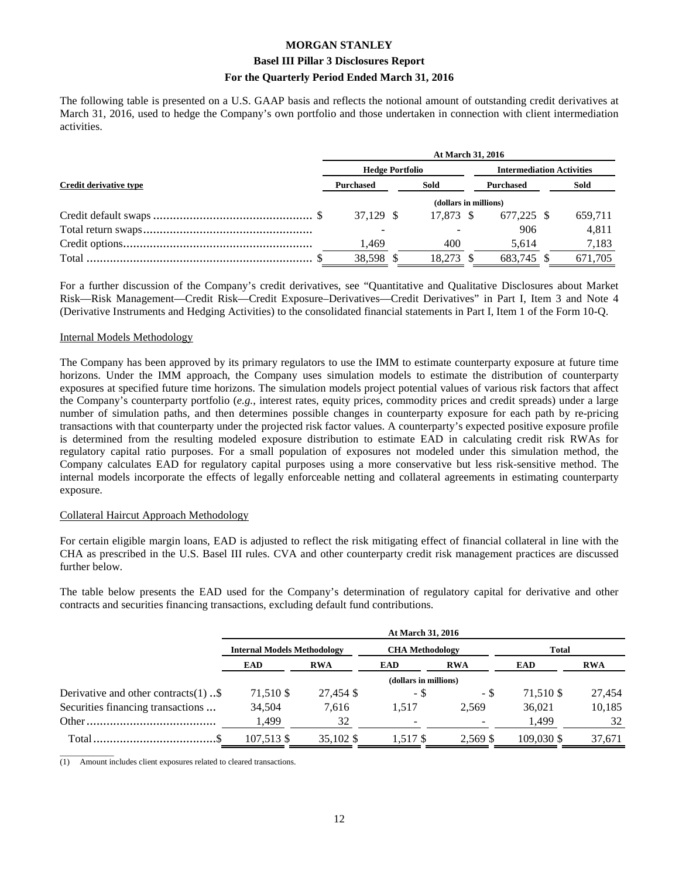The following table is presented on a U.S. GAAP basis and reflects the notional amount of outstanding credit derivatives at March 31, 2016, used to hedge the Company's own portfolio and those undertaken in connection with client intermediation activities.

| | At March 31, 2016 | | | |
|---|---|---|---|---|
| | Hedge Portfolio | | Intermediation Activities | |
| Credit derivative type | Purchased | Sold | Purchased | Sold |
| | (dollars in millions) | | | |
| Credit default swaps | $ 37,129 | $ 17,873 | $ 677,225 | $ 659,711 |
| Total return swaps | - | - | 906 | 4,811 |
| Credit options | 1,469 | 400 | 5,614 | 7,183 |
| Total | $ 38,598 | $ 18,273 | $ 683,745 | $ 671,705 |

For a further discussion of the Company's credit derivatives, see "Quantitative and Qualitative Disclosures about Market Risk—Risk Management—Credit Risk—Credit Exposure–Derivatives—Credit Derivatives" in Part I, Item 3 and Note 4 (Derivative Instruments and Hedging Activities) to the consolidated financial statements in Part I, Item 1 of the Form 10-Q.

Internal Models Methodology

The Company has been approved by its primary regulators to use the IMM to estimate counterparty exposure at future time horizons. Under the IMM approach, the Company uses simulation models to estimate the distribution of counterparty exposures at specified future time horizons. The simulation models project potential values of various risk factors that affect the Company's counterparty portfolio (*e.g.*, interest rates, equity prices, commodity prices and credit spreads) under a large number of simulation paths, and then determines possible changes in counterparty exposure for each path by re-pricing transactions with that counterparty under the projected risk factor values. A counterparty's expected positive exposure profile is determined from the resulting modeled exposure distribution to estimate EAD in calculating credit risk RWAs for regulatory capital ratio purposes. For a small population of exposures not modeled under this simulation method, the Company calculates EAD for regulatory capital purposes using a more conservative but less risk-sensitive method. The internal models incorporate the effects of legally enforceable netting and collateral agreements in estimating counterparty exposure.

Collateral Haircut Approach Methodology

For certain eligible margin loans, EAD is adjusted to reflect the risk mitigating effect of financial collateral in line with the CHA as prescribed in the U.S. Basel III rules. CVA and other counterparty credit risk management practices are discussed further below.

The table below presents the EAD used for the Company's determination of regulatory capital for derivative and other contracts and securities financing transactions, excluding default fund contributions.

| | At March 31, 2016 | | | | | |
|---|---|---|---|---|---|---|
| | Internal Models Methodology | | CHA Methodology | | Total | |
| | EAD | RWA | EAD | RWA | EAD | RWA |
| | (dollars in millions) | | | | | |
| Derivative and other contracts(1) | $ 71,510 | $ 27,454 | $ - | $ - | $ 71,510 | $ 27,454 |
| Securities financing transactions | 34,504 | 7,616 | 1,517 | 2,569 | 36,021 | 10,185 |
| Other | 1,499 | 32 | - | - | 1,499 | 32 |
| Total | $ 107,513 | $ 35,102 | $ 1,517 | $ 2,569 | $ 109,030 | $ 37,671 |

(1) Amount includes client exposures related to cleared transactions.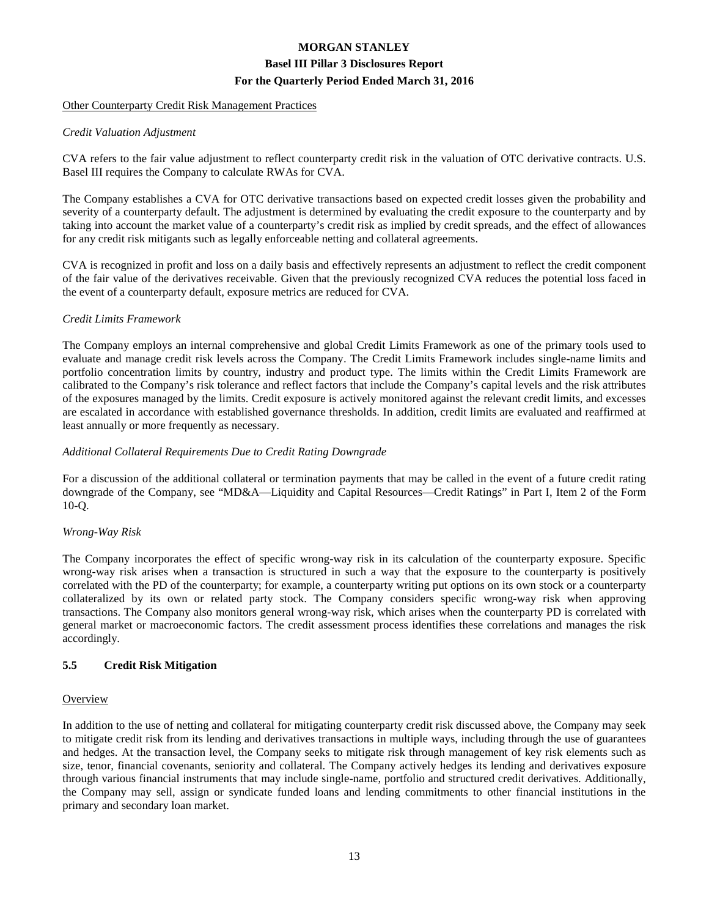Other Counterparty Credit Risk Management Practices

*Credit Valuation Adjustment*

CVA refers to the fair value adjustment to reflect counterparty credit risk in the valuation of OTC derivative contracts. U.S. Basel III requires the Company to calculate RWAs for CVA.

The Company establishes a CVA for OTC derivative transactions based on expected credit losses given the probability and severity of a counterparty default. The adjustment is determined by evaluating the credit exposure to the counterparty and by taking into account the market value of a counterparty's credit risk as implied by credit spreads, and the effect of allowances for any credit risk mitigants such as legally enforceable netting and collateral agreements.

CVA is recognized in profit and loss on a daily basis and effectively represents an adjustment to reflect the credit component of the fair value of the derivatives receivable. Given that the previously recognized CVA reduces the potential loss faced in the event of a counterparty default, exposure metrics are reduced for CVA.

*Credit Limits Framework*

The Company employs an internal comprehensive and global Credit Limits Framework as one of the primary tools used to evaluate and manage credit risk levels across the Company. The Credit Limits Framework includes single-name limits and portfolio concentration limits by country, industry and product type. The limits within the Credit Limits Framework are calibrated to the Company's risk tolerance and reflect factors that include the Company's capital levels and the risk attributes of the exposures managed by the limits. Credit exposure is actively monitored against the relevant credit limits, and excesses are escalated in accordance with established governance thresholds. In addition, credit limits are evaluated and reaffirmed at least annually or more frequently as necessary.

*Additional Collateral Requirements Due to Credit Rating Downgrade*

For a discussion of the additional collateral or termination payments that may be called in the event of a future credit rating downgrade of the Company, see "MD&A—Liquidity and Capital Resources—Credit Ratings" in Part I, Item 2 of the Form 10-Q.

*Wrong-Way Risk*

The Company incorporates the effect of specific wrong-way risk in its calculation of the counterparty exposure. Specific wrong-way risk arises when a transaction is structured in such a way that the exposure to the counterparty is positively correlated with the PD of the counterparty; for example, a counterparty writing put options on its own stock or a counterparty collateralized by its own or related party stock. The Company considers specific wrong-way risk when approving transactions. The Company also monitors general wrong-way risk, which arises when the counterparty PD is correlated with general market or macroeconomic factors. The credit assessment process identifies these correlations and manages the risk accordingly.

## 5.5 Credit Risk Mitigation

Overview

In addition to the use of netting and collateral for mitigating counterparty credit risk discussed above, the Company may seek to mitigate credit risk from its lending and derivatives transactions in multiple ways, including through the use of guarantees and hedges. At the transaction level, the Company seeks to mitigate risk through management of key risk elements such as size, tenor, financial covenants, seniority and collateral. The Company actively hedges its lending and derivatives exposure through various financial instruments that may include single-name, portfolio and structured credit derivatives. Additionally, the Company may sell, assign or syndicate funded loans and lending commitments to other financial institutions in the primary and secondary loan market.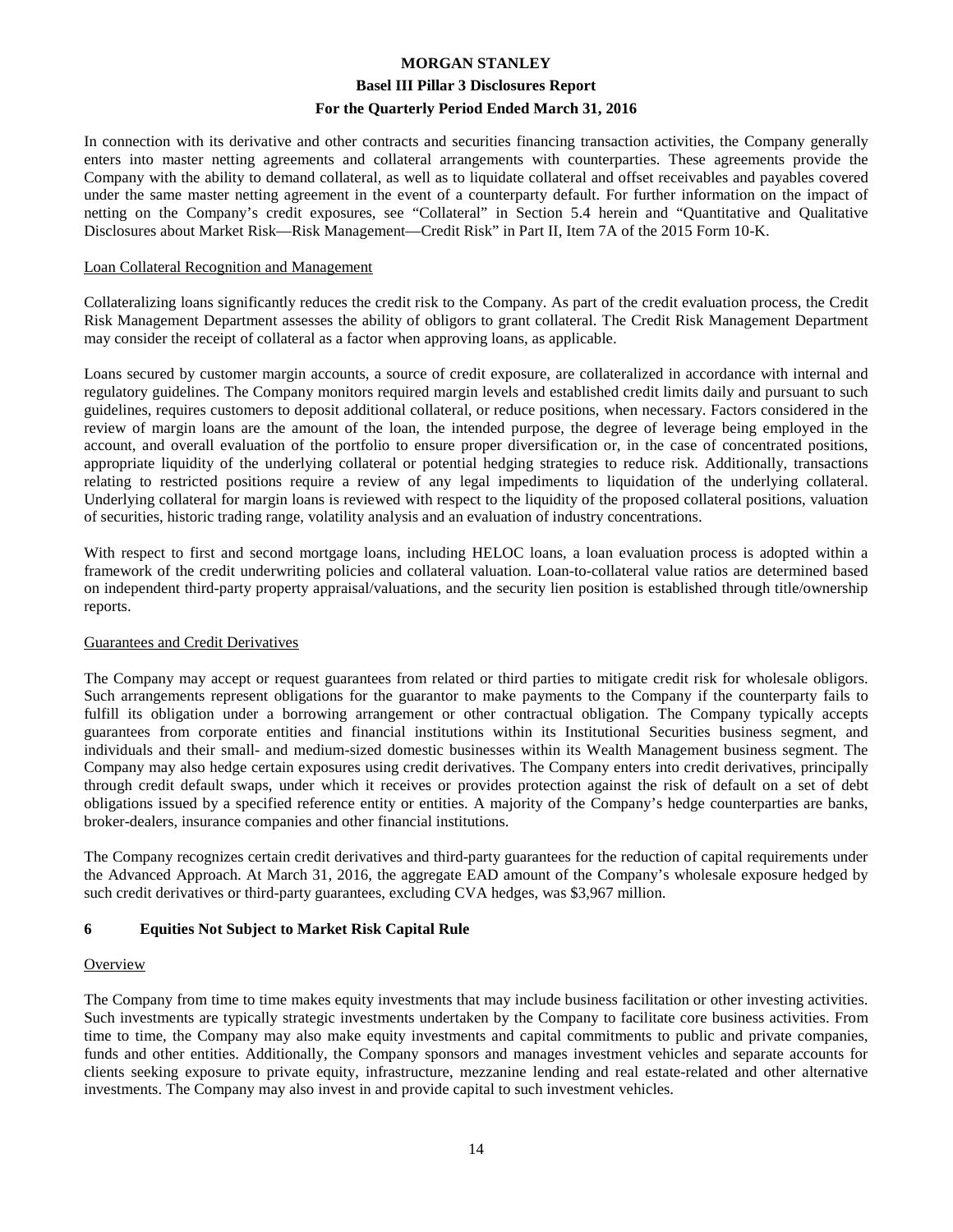In connection with its derivative and other contracts and securities financing transaction activities, the Company generally enters into master netting agreements and collateral arrangements with counterparties. These agreements provide the Company with the ability to demand collateral, as well as to liquidate collateral and offset receivables and payables covered under the same master netting agreement in the event of a counterparty default. For further information on the impact of netting on the Company's credit exposures, see "Collateral" in Section 5.4 herein and "Quantitative and Qualitative Disclosures about Market Risk—Risk Management—Credit Risk" in Part II, Item 7A of the 2015 Form 10-K.

Loan Collateral Recognition and Management

Collateralizing loans significantly reduces the credit risk to the Company. As part of the credit evaluation process, the Credit Risk Management Department assesses the ability of obligors to grant collateral. The Credit Risk Management Department may consider the receipt of collateral as a factor when approving loans, as applicable.

Loans secured by customer margin accounts, a source of credit exposure, are collateralized in accordance with internal and regulatory guidelines. The Company monitors required margin levels and established credit limits daily and pursuant to such guidelines, requires customers to deposit additional collateral, or reduce positions, when necessary. Factors considered in the review of margin loans are the amount of the loan, the intended purpose, the degree of leverage being employed in the account, and overall evaluation of the portfolio to ensure proper diversification or, in the case of concentrated positions, appropriate liquidity of the underlying collateral or potential hedging strategies to reduce risk. Additionally, transactions relating to restricted positions require a review of any legal impediments to liquidation of the underlying collateral. Underlying collateral for margin loans is reviewed with respect to the liquidity of the proposed collateral positions, valuation of securities, historic trading range, volatility analysis and an evaluation of industry concentrations.

With respect to first and second mortgage loans, including HELOC loans, a loan evaluation process is adopted within a framework of the credit underwriting policies and collateral valuation. Loan-to-collateral value ratios are determined based on independent third-party property appraisal/valuations, and the security lien position is established through title/ownership reports.

Guarantees and Credit Derivatives

The Company may accept or request guarantees from related or third parties to mitigate credit risk for wholesale obligors. Such arrangements represent obligations for the guarantor to make payments to the Company if the counterparty fails to fulfill its obligation under a borrowing arrangement or other contractual obligation. The Company typically accepts guarantees from corporate entities and financial institutions within its Institutional Securities business segment, and individuals and their small- and medium-sized domestic businesses within its Wealth Management business segment. The Company may also hedge certain exposures using credit derivatives. The Company enters into credit derivatives, principally through credit default swaps, under which it receives or provides protection against the risk of default on a set of debt obligations issued by a specified reference entity or entities. A majority of the Company's hedge counterparties are banks, broker-dealers, insurance companies and other financial institutions.

The Company recognizes certain credit derivatives and third-party guarantees for the reduction of capital requirements under the Advanced Approach. At March 31, 2016, the aggregate EAD amount of the Company's wholesale exposure hedged by such credit derivatives or third-party guarantees, excluding CVA hedges, was $3,967 million.

## 6 Equities Not Subject to Market Risk Capital Rule

Overview

The Company from time to time makes equity investments that may include business facilitation or other investing activities. Such investments are typically strategic investments undertaken by the Company to facilitate core business activities. From time to time, the Company may also make equity investments and capital commitments to public and private companies, funds and other entities. Additionally, the Company sponsors and manages investment vehicles and separate accounts for clients seeking exposure to private equity, infrastructure, mezzanine lending and real estate-related and other alternative investments. The Company may also invest in and provide capital to such investment vehicles.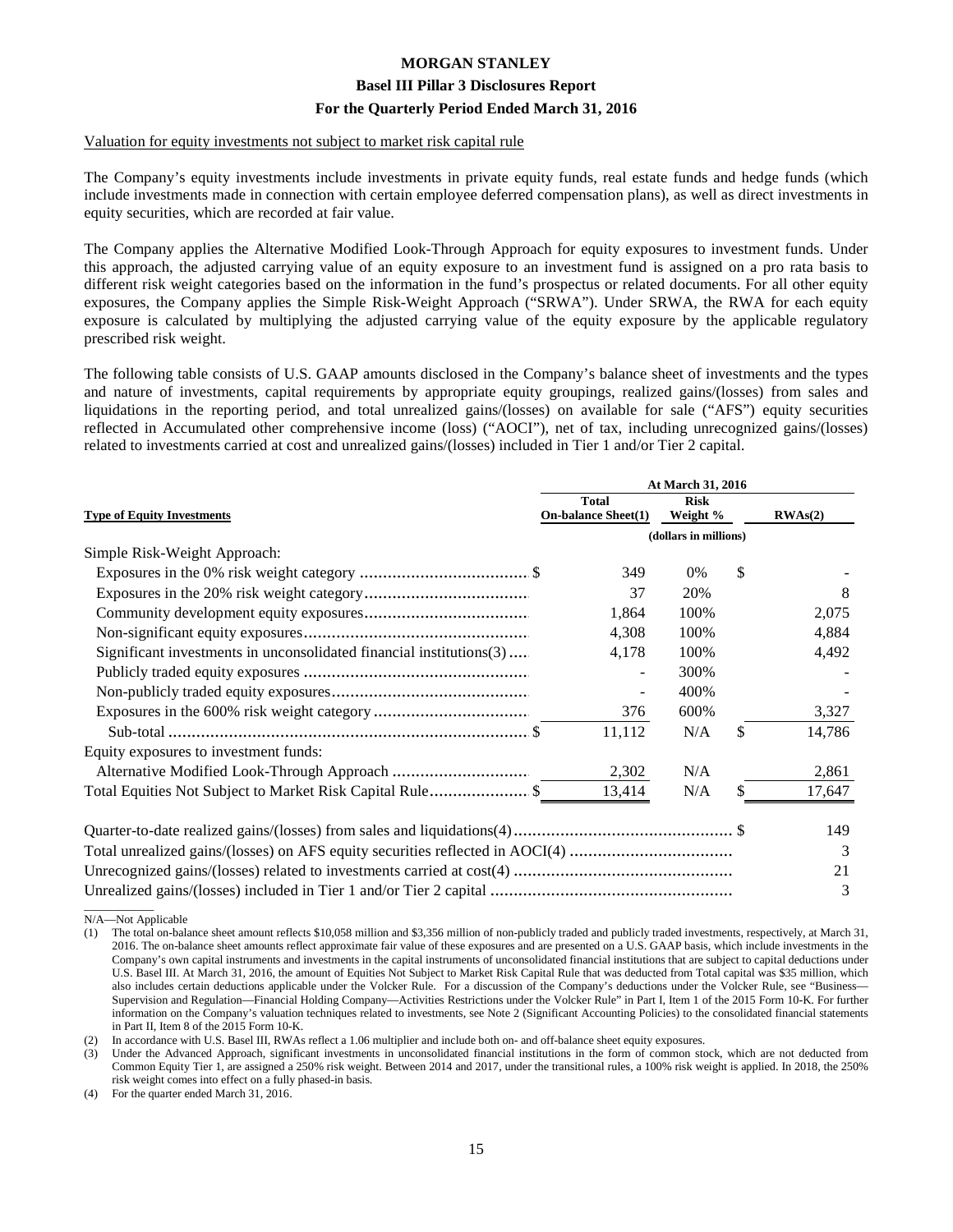Valuation for equity investments not subject to market risk capital rule

The Company's equity investments include investments in private equity funds, real estate funds and hedge funds (which include investments made in connection with certain employee deferred compensation plans), as well as direct investments in equity securities, which are recorded at fair value.

The Company applies the Alternative Modified Look-Through Approach for equity exposures to investment funds. Under this approach, the adjusted carrying value of an equity exposure to an investment fund is assigned on a pro rata basis to different risk weight categories based on the information in the fund's prospectus or related documents. For all other equity exposures, the Company applies the Simple Risk-Weight Approach ("SRWA"). Under SRWA, the RWA for each equity exposure is calculated by multiplying the adjusted carrying value of the equity exposure by the applicable regulatory prescribed risk weight.

The following table consists of U.S. GAAP amounts disclosed in the Company's balance sheet of investments and the types and nature of investments, capital requirements by appropriate equity groupings, realized gains/(losses) from sales and liquidations in the reporting period, and total unrealized gains/(losses) on available for sale ("AFS") equity securities reflected in Accumulated other comprehensive income (loss) ("AOCI"), net of tax, including unrecognized gains/(losses) related to investments carried at cost and unrealized gains/(losses) included in Tier 1 and/or Tier 2 capital.

| Type of Equity Investments | At March 31, 2016 | | |
|---|---|---|---|
| | Total On-balance Sheet(1) | Risk Weight % | RWAs(2) |
| | (dollars in millions) | | |
| Simple Risk-Weight Approach: | | | |
| Exposures in the 0% risk weight category | $ 349 | 0% | $ - |
| Exposures in the 20% risk weight category | 37 | 20% | 8 |
| Community development equity exposures | 1,864 | 100% | 2,075 |
| Non-significant equity exposures | 4,308 | 100% | 4,884 |
| Significant investments in unconsolidated financial institutions(3) | 4,178 | 100% | 4,492 |
| Publicly traded equity exposures | - | 300% | - |
| Non-publicly traded equity exposures | - | 400% | - |
| Exposures in the 600% risk weight category | 376 | 600% | 3,327 |
| Sub-total | $ 11,112 | N/A | $ 14,786 |
| Equity exposures to investment funds: | | | |
| Alternative Modified Look-Through Approach | 2,302 | N/A | 2,861 |
| Total Equities Not Subject to Market Risk Capital Rule | $ 13,414 | N/A | $ 17,647 |

| | |
|---|---|
| Quarter-to-date realized gains/(losses) from sales and liquidations(4) | $ 149 |
| Total unrealized gains/(losses) on AFS equity securities reflected in AOCI(4) | 3 |
| Unrecognized gains/(losses) related to investments carried at cost(4) | 21 |
| Unrealized gains/(losses) included in Tier 1 and/or Tier 2 capital | 3 |

N/A—Not Applicable

(1) The total on-balance sheet amount reflects $10,058 million and $3,356 million of non-publicly traded and publicly traded investments, respectively, at March 31, 2016. The on-balance sheet amounts reflect approximate fair value of these exposures and are presented on a U.S. GAAP basis, which include investments in the Company's own capital instruments and investments in the capital instruments of unconsolidated financial institutions that are subject to capital deductions under U.S. Basel III. At March 31, 2016, the amount of Equities Not Subject to Market Risk Capital Rule that was deducted from Total capital was $35 million, which also includes certain deductions applicable under the Volcker Rule. For a discussion of the Company's deductions under the Volcker Rule, see "Business—Supervision and Regulation—Financial Holding Company—Activities Restrictions under the Volcker Rule" in Part I, Item 1 of the 2015 Form 10-K. For further information on the Company's valuation techniques related to investments, see Note 2 (Significant Accounting Policies) to the consolidated financial statements in Part II, Item 8 of the 2015 Form 10-K.

(2) In accordance with U.S. Basel III, RWAs reflect a 1.06 multiplier and include both on- and off-balance sheet equity exposures.

(3) Under the Advanced Approach, significant investments in unconsolidated financial institutions in the form of common stock, which are not deducted from Common Equity Tier 1, are assigned a 250% risk weight. Between 2014 and 2017, under the transitional rules, a 100% risk weight is applied. In 2018, the 250% risk weight comes into effect on a fully phased-in basis.

(4) For the quarter ended March 31, 2016.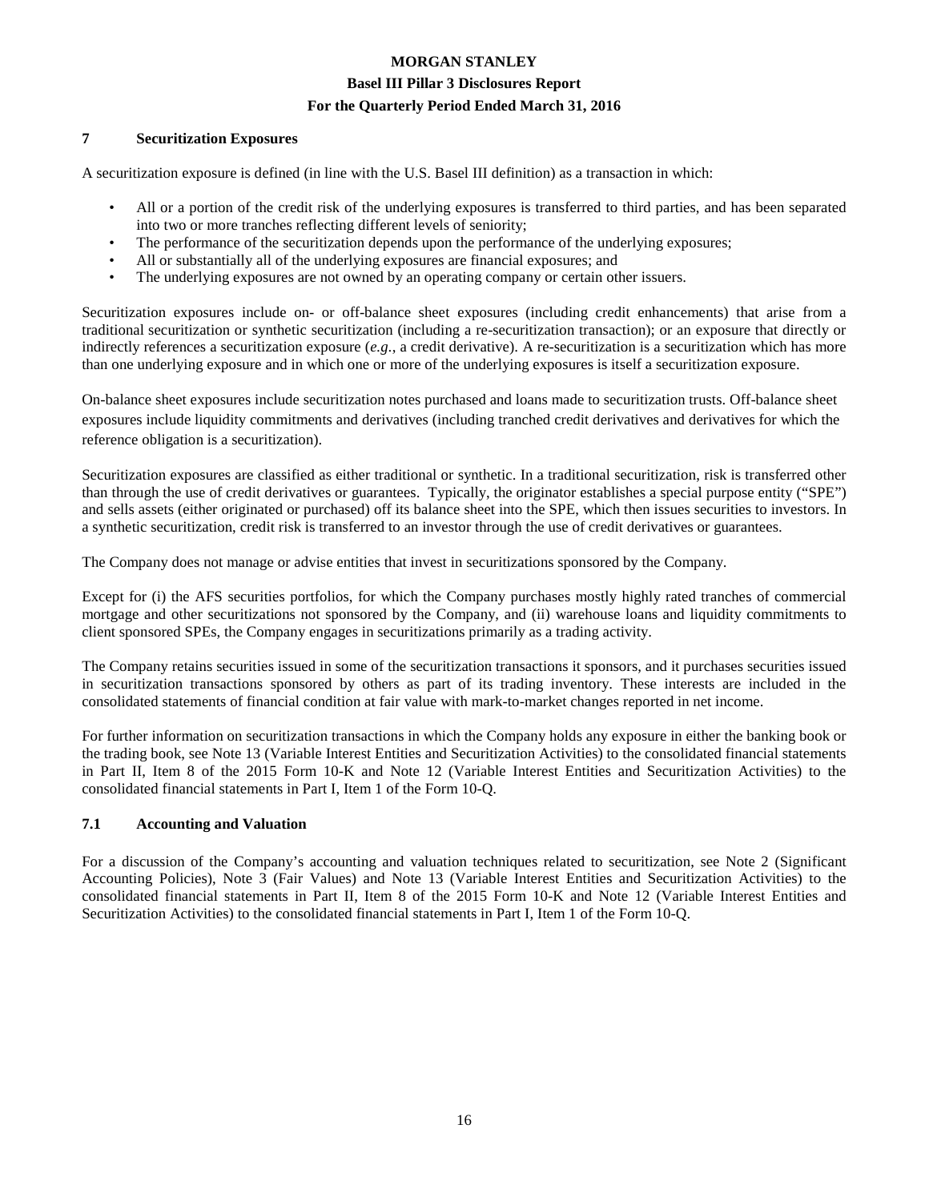## 7 Securitization Exposures

A securitization exposure is defined (in line with the U.S. Basel III definition) as a transaction in which:

- All or a portion of the credit risk of the underlying exposures is transferred to third parties, and has been separated into two or more tranches reflecting different levels of seniority;
- The performance of the securitization depends upon the performance of the underlying exposures;
- All or substantially all of the underlying exposures are financial exposures; and
- The underlying exposures are not owned by an operating company or certain other issuers.

Securitization exposures include on- or off-balance sheet exposures (including credit enhancements) that arise from a traditional securitization or synthetic securitization (including a re-securitization transaction); or an exposure that directly or indirectly references a securitization exposure (*e.g.*, a credit derivative). A re-securitization is a securitization which has more than one underlying exposure and in which one or more of the underlying exposures is itself a securitization exposure.

On-balance sheet exposures include securitization notes purchased and loans made to securitization trusts. Off-balance sheet exposures include liquidity commitments and derivatives (including tranched credit derivatives and derivatives for which the reference obligation is a securitization).

Securitization exposures are classified as either traditional or synthetic. In a traditional securitization, risk is transferred other than through the use of credit derivatives or guarantees. Typically, the originator establishes a special purpose entity ("SPE") and sells assets (either originated or purchased) off its balance sheet into the SPE, which then issues securities to investors. In a synthetic securitization, credit risk is transferred to an investor through the use of credit derivatives or guarantees.

The Company does not manage or advise entities that invest in securitizations sponsored by the Company.

Except for (i) the AFS securities portfolios, for which the Company purchases mostly highly rated tranches of commercial mortgage and other securitizations not sponsored by the Company, and (ii) warehouse loans and liquidity commitments to client sponsored SPEs, the Company engages in securitizations primarily as a trading activity.

The Company retains securities issued in some of the securitization transactions it sponsors, and it purchases securities issued in securitization transactions sponsored by others as part of its trading inventory. These interests are included in the consolidated statements of financial condition at fair value with mark-to-market changes reported in net income.

For further information on securitization transactions in which the Company holds any exposure in either the banking book or the trading book, see Note 13 (Variable Interest Entities and Securitization Activities) to the consolidated financial statements in Part II, Item 8 of the 2015 Form 10-K and Note 12 (Variable Interest Entities and Securitization Activities) to the consolidated financial statements in Part I, Item 1 of the Form 10-Q.

### 7.1 Accounting and Valuation

For a discussion of the Company's accounting and valuation techniques related to securitization, see Note 2 (Significant Accounting Policies), Note 3 (Fair Values) and Note 13 (Variable Interest Entities and Securitization Activities) to the consolidated financial statements in Part II, Item 8 of the 2015 Form 10-K and Note 12 (Variable Interest Entities and Securitization Activities) to the consolidated financial statements in Part I, Item 1 of the Form 10-Q.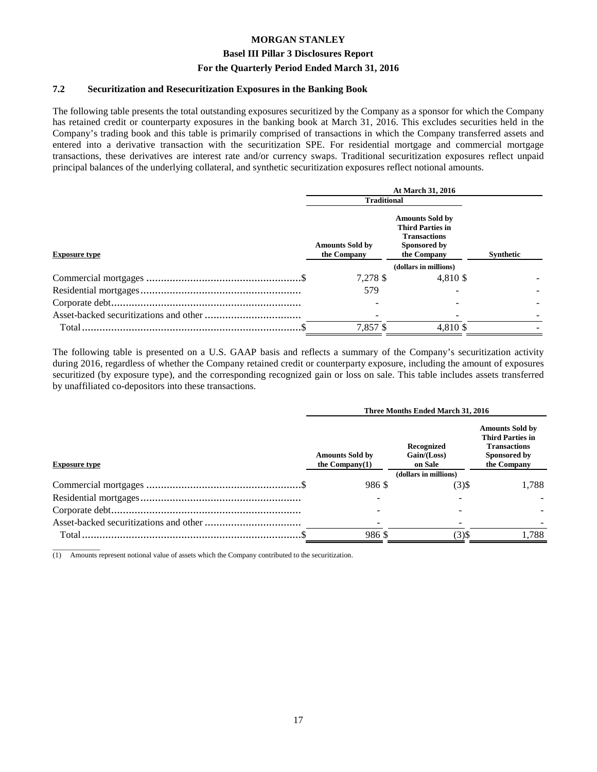### 7.2 Securitization and Resecuritization Exposures in the Banking Book

The following table presents the total outstanding exposures securitized by the Company as a sponsor for which the Company has retained credit or counterparty exposures in the banking book at March 31, 2016. This excludes securities held in the Company's trading book and this table is primarily comprised of transactions in which the Company transferred assets and entered into a derivative transaction with the securitization SPE. For residential mortgage and commercial mortgage transactions, these derivatives are interest rate and/or currency swaps. Traditional securitization exposures reflect unpaid principal balances of the underlying collateral, and synthetic securitization exposures reflect notional amounts.

| | At March 31, 2016 | | |
|---|---|---|---|
| | Traditional | | |
| **Exposure type** | Amounts Sold by the Company | Amounts Sold by Third Parties in Transactions Sponsored by the Company | Synthetic |
| | | (dollars in millions) | |
| Commercial mortgages $ | 7,278 $ | 4,810 $ | - |
| Residential mortgages | 579 | - | - |
| Corporate debt | - | - | - |
| Asset-backed securitizations and other | - | - | - |
| Total $ | 7,857 $ | 4,810 $ | - |

The following table is presented on a U.S. GAAP basis and reflects a summary of the Company's securitization activity during 2016, regardless of whether the Company retained credit or counterparty exposure, including the amount of exposures securitized (by exposure type), and the corresponding recognized gain or loss on sale. This table includes assets transferred by unaffiliated co-depositors into these transactions.

| | Three Months Ended March 31, 2016 | | |
|---|---|---|---|
| **Exposure type** | Amounts Sold by the Company(1) | Recognized Gain/(Loss) on Sale | Amounts Sold by Third Parties in Transactions Sponsored by the Company |
| | | (dollars in millions) | |
| Commercial mortgages $ | 986 $ | (3)$ | 1,788 |
| Residential mortgages | - | - | - |
| Corporate debt | - | - | - |
| Asset-backed securitizations and other | - | - | - |
| Total $ | 986 $ | (3)$ | 1,788 |

(1) Amounts represent notional value of assets which the Company contributed to the securitization.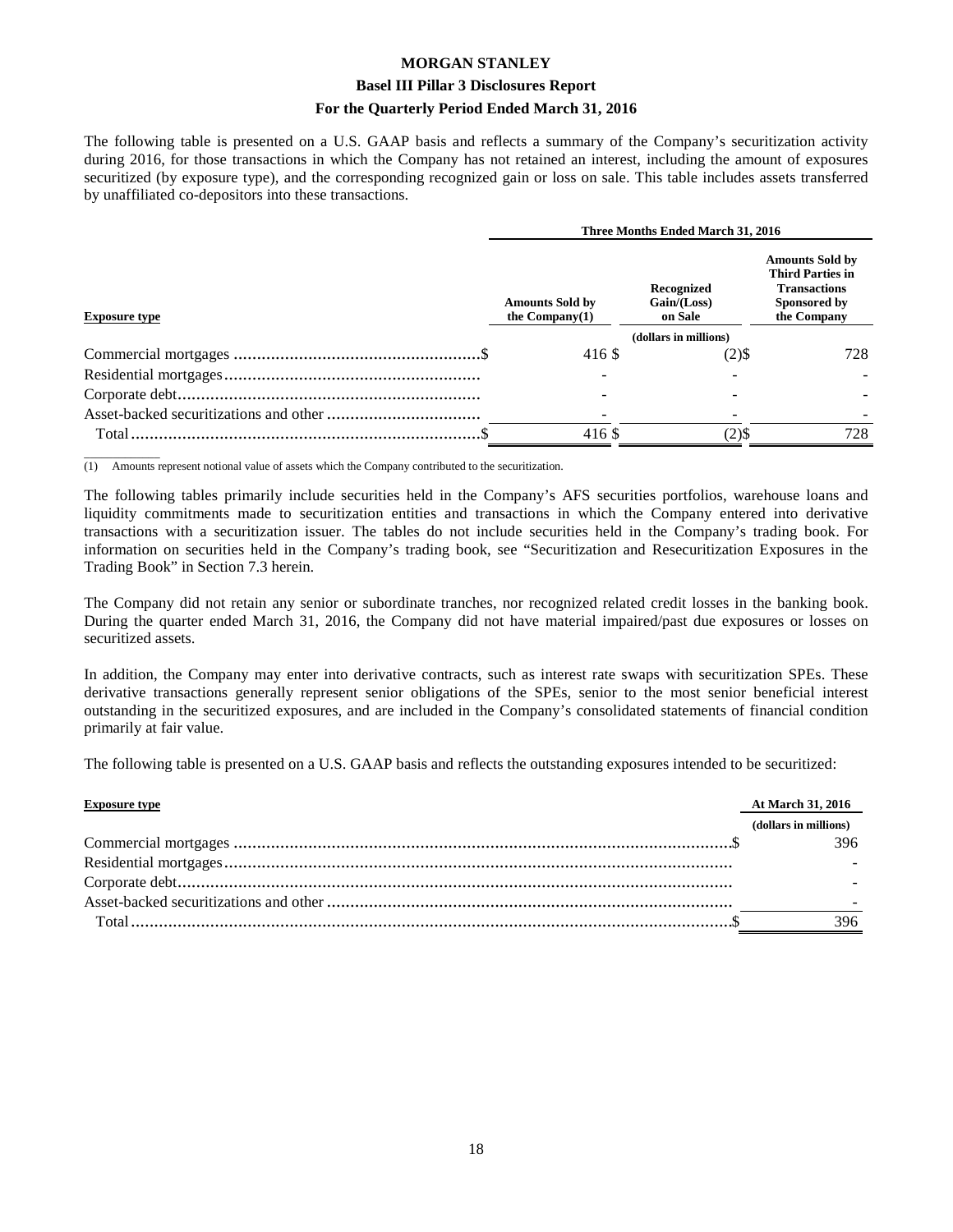The following table is presented on a U.S. GAAP basis and reflects a summary of the Company's securitization activity during 2016, for those transactions in which the Company has not retained an interest, including the amount of exposures securitized (by exposure type), and the corresponding recognized gain or loss on sale. This table includes assets transferred by unaffiliated co-depositors into these transactions.

| | Three Months Ended March 31, 2016 | | |
|---|---|---|---|
| **Exposure type** | **Amounts Sold by the Company(1)** | **Recognized Gain/(Loss) on Sale** | **Amounts Sold by Third Parties in Transactions Sponsored by the Company** |
| | | (dollars in millions) | |
| Commercial mortgages | $ 416 | $ (2) | $ 728 |
| Residential mortgages | - | - | - |
| Corporate debt | - | - | - |
| Asset-backed securitizations and other | - | - | - |
| Total | $ 416 | $ (2) | $ 728 |

(1) Amounts represent notional value of assets which the Company contributed to the securitization.

The following tables primarily include securities held in the Company's AFS securities portfolios, warehouse loans and liquidity commitments made to securitization entities and transactions in which the Company entered into derivative transactions with a securitization issuer. The tables do not include securities held in the Company's trading book. For information on securities held in the Company's trading book, see "Securitization and Resecuritization Exposures in the Trading Book" in Section 7.3 herein.

The Company did not retain any senior or subordinate tranches, nor recognized related credit losses in the banking book. During the quarter ended March 31, 2016, the Company did not have material impaired/past due exposures or losses on securitized assets.

In addition, the Company may enter into derivative contracts, such as interest rate swaps with securitization SPEs. These derivative transactions generally represent senior obligations of the SPEs, senior to the most senior beneficial interest outstanding in the securitized exposures, and are included in the Company's consolidated statements of financial condition primarily at fair value.

The following table is presented on a U.S. GAAP basis and reflects the outstanding exposures intended to be securitized:

| **Exposure type** | **At March 31, 2016** |
|---|---|
| | (dollars in millions) |
| Commercial mortgages | $ 396 |
| Residential mortgages | - |
| Corporate debt | - |
| Asset-backed securitizations and other | - |
| Total | $ 396 |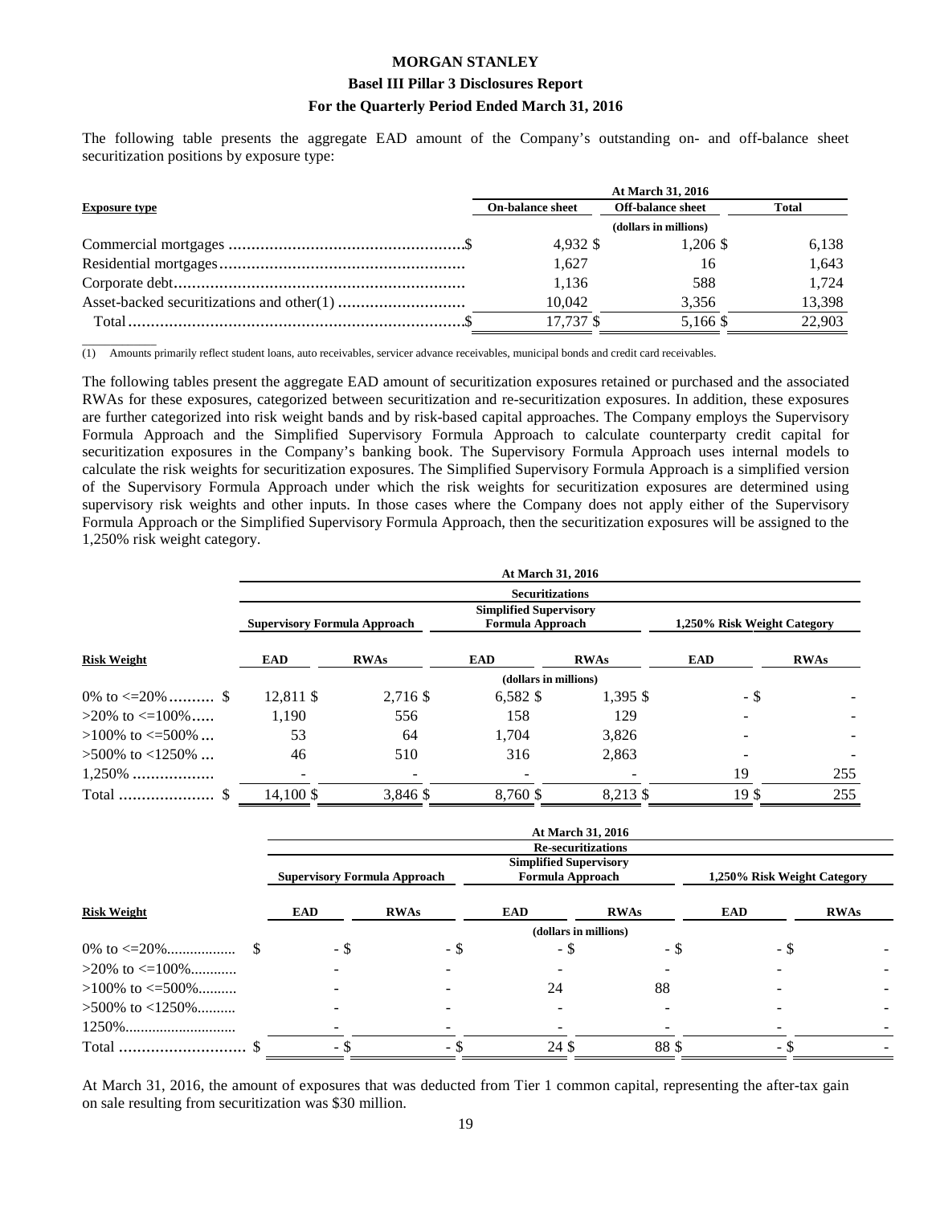The following table presents the aggregate EAD amount of the Company's outstanding on- and off-balance sheet securitization positions by exposure type:

| Exposure type | At March 31, 2016 | | |
|---|---|---|---|
| | On-balance sheet | Off-balance sheet | Total |
| | (dollars in millions) | | |
| Commercial mortgages | $ 4,932 | $ 1,206 | $ 6,138 |
| Residential mortgages | 1,627 | 16 | 1,643 |
| Corporate debt | 1,136 | 588 | 1,724 |
| Asset-backed securitizations and other(1) | 10,042 | 3,356 | 13,398 |
| Total | $ 17,737 | $ 5,166 | $ 22,903 |

(1) Amounts primarily reflect student loans, auto receivables, servicer advance receivables, municipal bonds and credit card receivables.

The following tables present the aggregate EAD amount of securitization exposures retained or purchased and the associated RWAs for these exposures, categorized between securitization and re-securitization exposures. In addition, these exposures are further categorized into risk weight bands and by risk-based capital approaches. The Company employs the Supervisory Formula Approach and the Simplified Supervisory Formula Approach to calculate counterparty credit capital for securitization exposures in the Company's banking book. The Supervisory Formula Approach uses internal models to calculate the risk weights for securitization exposures. The Simplified Supervisory Formula Approach is a simplified version of the Supervisory Formula Approach under which the risk weights for securitization exposures are determined using supervisory risk weights and other inputs. In those cases where the Company does not apply either of the Supervisory Formula Approach or the Simplified Supervisory Formula Approach, then the securitization exposures will be assigned to the 1,250% risk weight category.

| | At March 31, 2016 | | | | | |
|---|---|---|---|---|---|---|
| | Securitizations | | | | | |
| | Supervisory Formula Approach | | Simplified Supervisory Formula Approach | | 1,250% Risk Weight Category | |
| Risk Weight | EAD | RWAs | EAD | RWAs | EAD | RWAs |
| | (dollars in millions) | | | | | |
| 0% to <=20% | $ 12,811 | $ 2,716 | $ 6,582 | $ 1,395 | $ - | $ - |
| >20% to <=100% | 1,190 | 556 | 158 | 129 | - | - |
| >100% to <=500% | 53 | 64 | 1,704 | 3,826 | - | - |
| >500% to <1250% | 46 | 510 | 316 | 2,863 | - | - |
| 1,250% | - | - | - | - | 19 | 255 |
| Total | $ 14,100 | $ 3,846 | $ 8,760 | $ 8,213 | $ 19 | $ 255 |

| | At March 31, 2016 | | | | | |
|---|---|---|---|---|---|---|
| | Re-securitizations | | | | | |
| | Supervisory Formula Approach | | Simplified Supervisory Formula Approach | | 1,250% Risk Weight Category | |
| Risk Weight | EAD | RWAs | EAD | RWAs | EAD | RWAs |
| | (dollars in millions) | | | | | |
| 0% to <=20% | $ - | $ - | $ - | $ - | $ - | $ - |
| >20% to <=100% | - | - | - | - | - | - |
| >100% to <=500% | - | - | 24 | 88 | - | - |
| >500% to <1250% | - | - | - | - | - | - |
| 1250% | - | - | - | - | - | - |
| Total | $ - | $ - | $ 24 | $ 88 | $ - | $ - |

At March 31, 2016, the amount of exposures that was deducted from Tier 1 common capital, representing the after-tax gain on sale resulting from securitization was $30 million.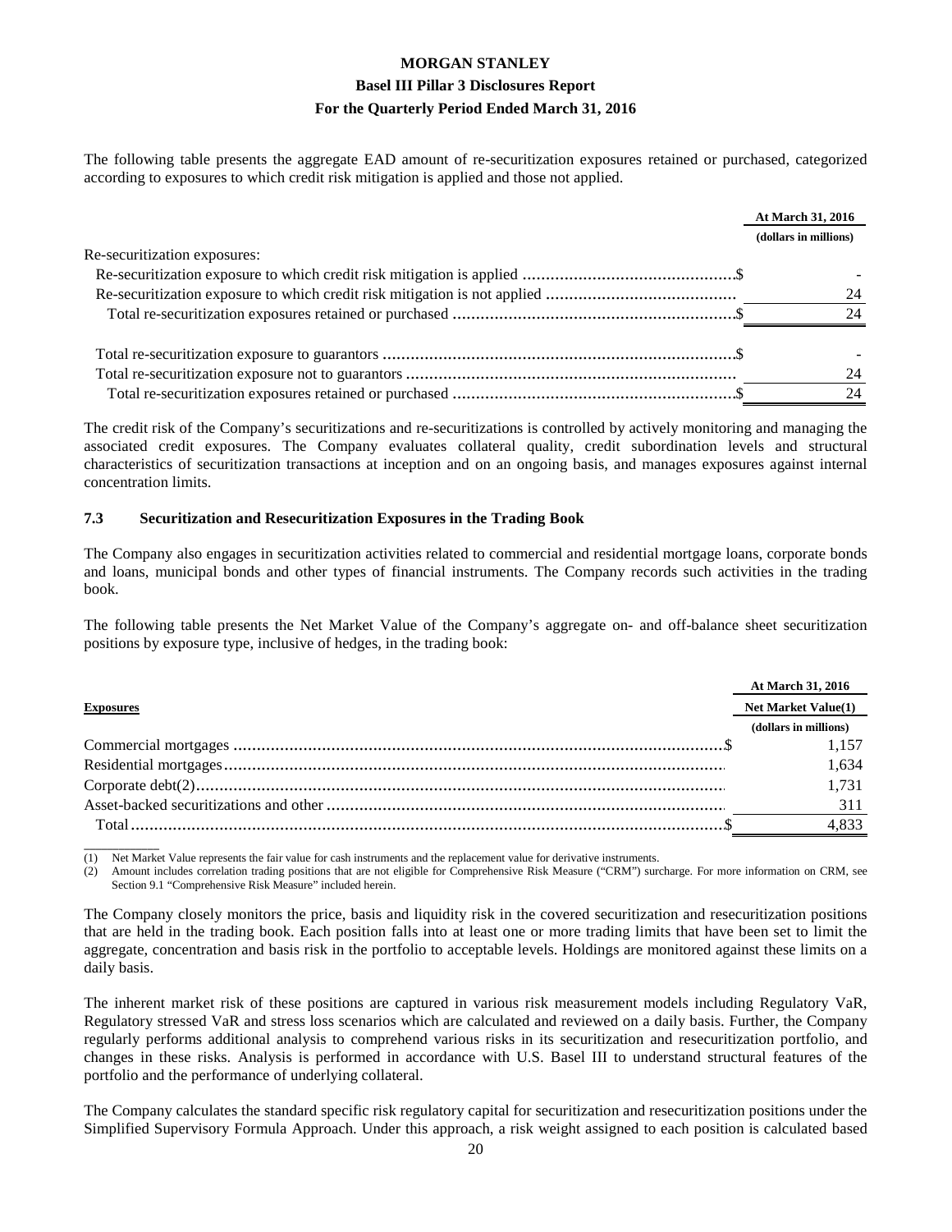The following table presents the aggregate EAD amount of re-securitization exposures retained or purchased, categorized according to exposures to which credit risk mitigation is applied and those not applied.

| | At March 31, 2016 |
|---|---|
| | (dollars in millions) |
| Re-securitization exposures: | |
| Re-securitization exposure to which credit risk mitigation is applied | $ - |
| Re-securitization exposure to which credit risk mitigation is not applied | 24 |
| Total re-securitization exposures retained or purchased | $ 24 |
| Total re-securitization exposure to guarantors | $ - |
| Total re-securitization exposure not to guarantors | 24 |
| Total re-securitization exposures retained or purchased | $ 24 |

The credit risk of the Company's securitizations and re-securitizations is controlled by actively monitoring and managing the associated credit exposures. The Company evaluates collateral quality, credit subordination levels and structural characteristics of securitization transactions at inception and on an ongoing basis, and manages exposures against internal concentration limits.

### 7.3 Securitization and Resecuritization Exposures in the Trading Book

The Company also engages in securitization activities related to commercial and residential mortgage loans, corporate bonds and loans, municipal bonds and other types of financial instruments. The Company records such activities in the trading book.

The following table presents the Net Market Value of the Company's aggregate on- and off-balance sheet securitization positions by exposure type, inclusive of hedges, in the trading book:

| | At March 31, 2016 |
|---|---|
| **Exposures** | **Net Market Value(1)** |
| | (dollars in millions) |
| Commercial mortgages | $ 1,157 |
| Residential mortgages | 1,634 |
| Corporate debt(2) | 1,731 |
| Asset-backed securitizations and other | 311 |
| Total | $ 4,833 |

(1) Net Market Value represents the fair value for cash instruments and the replacement value for derivative instruments.

(2) Amount includes correlation trading positions that are not eligible for Comprehensive Risk Measure ("CRM") surcharge. For more information on CRM, see Section 9.1 "Comprehensive Risk Measure" included herein.

The Company closely monitors the price, basis and liquidity risk in the covered securitization and resecuritization positions that are held in the trading book. Each position falls into at least one or more trading limits that have been set to limit the aggregate, concentration and basis risk in the portfolio to acceptable levels. Holdings are monitored against these limits on a daily basis.

The inherent market risk of these positions are captured in various risk measurement models including Regulatory VaR, Regulatory stressed VaR and stress loss scenarios which are calculated and reviewed on a daily basis. Further, the Company regularly performs additional analysis to comprehend various risks in its securitization and resecuritization portfolio, and changes in these risks. Analysis is performed in accordance with U.S. Basel III to understand structural features of the portfolio and the performance of underlying collateral.

The Company calculates the standard specific risk regulatory capital for securitization and resecuritization positions under the Simplified Supervisory Formula Approach. Under this approach, a risk weight assigned to each position is calculated based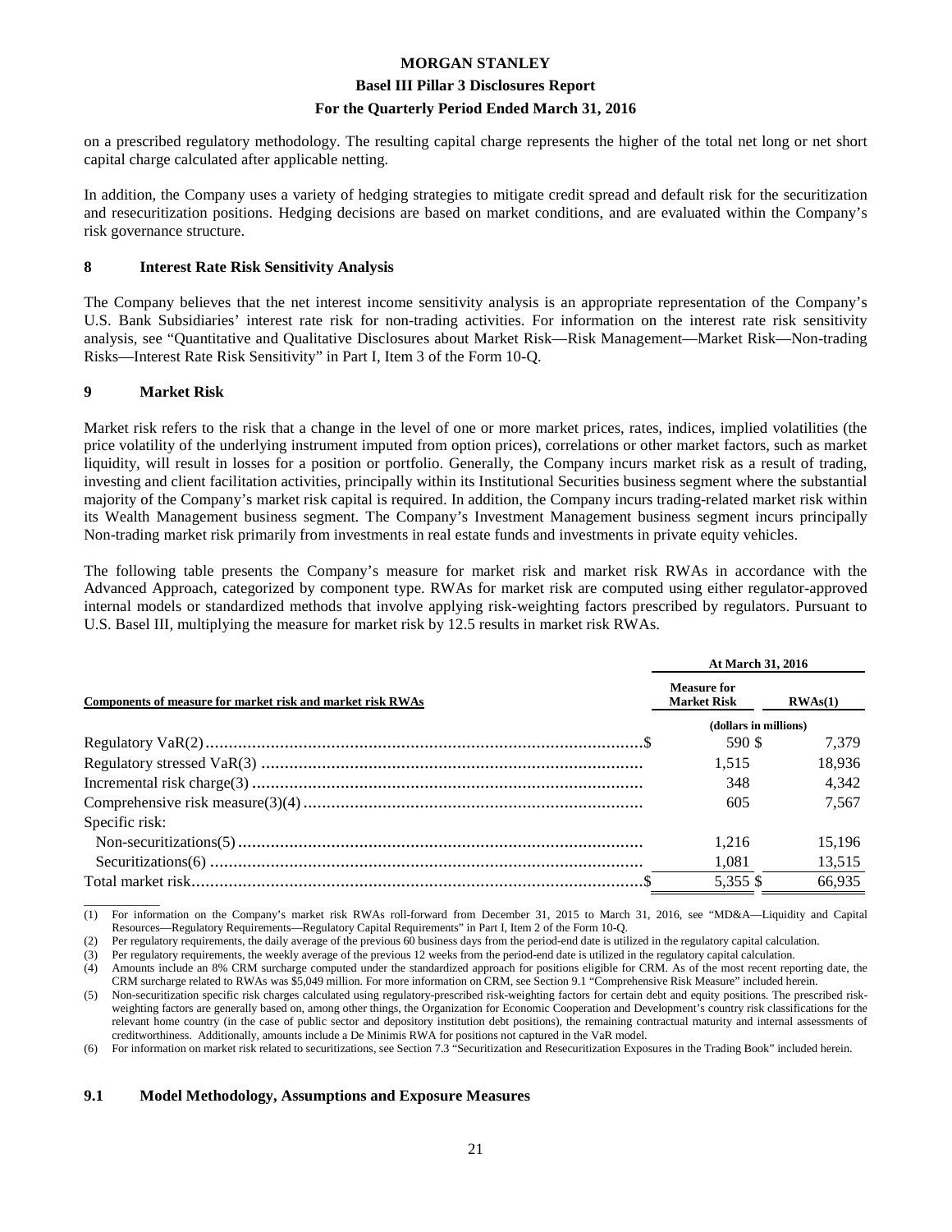on a prescribed regulatory methodology. The resulting capital charge represents the higher of the total net long or net short capital charge calculated after applicable netting.

In addition, the Company uses a variety of hedging strategies to mitigate credit spread and default risk for the securitization and resecuritization positions. Hedging decisions are based on market conditions, and are evaluated within the Company's risk governance structure.

## 8 Interest Rate Risk Sensitivity Analysis

The Company believes that the net interest income sensitivity analysis is an appropriate representation of the Company's U.S. Bank Subsidiaries' interest rate risk for non-trading activities. For information on the interest rate risk sensitivity analysis, see "Quantitative and Qualitative Disclosures about Market Risk—Risk Management—Market Risk—Non-trading Risks—Interest Rate Risk Sensitivity" in Part I, Item 3 of the Form 10-Q.

## 9 Market Risk

Market risk refers to the risk that a change in the level of one or more market prices, rates, indices, implied volatilities (the price volatility of the underlying instrument imputed from option prices), correlations or other market factors, such as market liquidity, will result in losses for a position or portfolio. Generally, the Company incurs market risk as a result of trading, investing and client facilitation activities, principally within its Institutional Securities business segment where the substantial majority of the Company's market risk capital is required. In addition, the Company incurs trading-related market risk within its Wealth Management business segment. The Company's Investment Management business segment incurs principally Non-trading market risk primarily from investments in real estate funds and investments in private equity vehicles.

The following table presents the Company's measure for market risk and market risk RWAs in accordance with the Advanced Approach, categorized by component type. RWAs for market risk are computed using either regulator-approved internal models or standardized methods that involve applying risk-weighting factors prescribed by regulators. Pursuant to U.S. Basel III, multiplying the measure for market risk by 12.5 results in market risk RWAs.

| Components of measure for market risk and market risk RWAs | At March 31, 2016 | |
|---|---|---|
| | Measure for Market Risk | RWAs(1) |
| | (dollars in millions) | |
| Regulatory VaR(2) | $ 590 | $ 7,379 |
| Regulatory stressed VaR(3) | 1,515 | 18,936 |
| Incremental risk charge(3) | 348 | 4,342 |
| Comprehensive risk measure(3)(4) | 605 | 7,567 |
| Specific risk: | | |
| Non-securitizations(5) | 1,216 | 15,196 |
| Securitizations(6) | 1,081 | 13,515 |
| Total market risk | $ 5,355 | $ 66,935 |

(1) For information on the Company's market risk RWAs roll-forward from December 31, 2015 to March 31, 2016, see "MD&A—Liquidity and Capital Resources—Regulatory Requirements—Regulatory Capital Requirements" in Part I, Item 2 of the Form 10-Q.

(2) Per regulatory requirements, the daily average of the previous 60 business days from the period-end date is utilized in the regulatory capital calculation.

(3) Per regulatory requirements, the weekly average of the previous 12 weeks from the period-end date is utilized in the regulatory capital calculation.

(4) Amounts include an 8% CRM surcharge computed under the standardized approach for positions eligible for CRM. As of the most recent reporting date, the CRM surcharge related to RWAs was $5,049 million. For more information on CRM, see Section 9.1 "Comprehensive Risk Measure" included herein.

(5) Non-securitization specific risk charges calculated using regulatory-prescribed risk-weighting factors for certain debt and equity positions. The prescribed risk-weighting factors are generally based on, among other things, the Organization for Economic Cooperation and Development's country risk classifications for the relevant home country (in the case of public sector and depository institution debt positions), the remaining contractual maturity and internal assessments of creditworthiness. Additionally, amounts include a De Minimis RWA for positions not captured in the VaR model.

(6) For information on market risk related to securitizations, see Section 7.3 "Securitization and Resecuritization Exposures in the Trading Book" included herein.

### 9.1 Model Methodology, Assumptions and Exposure Measures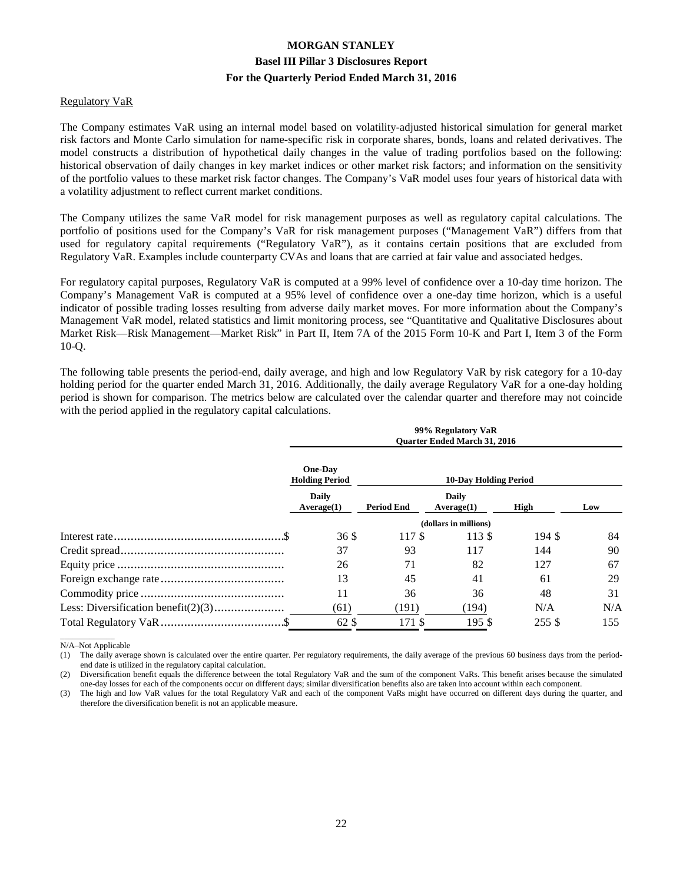Regulatory VaR

The Company estimates VaR using an internal model based on volatility-adjusted historical simulation for general market risk factors and Monte Carlo simulation for name-specific risk in corporate shares, bonds, loans and related derivatives. The model constructs a distribution of hypothetical daily changes in the value of trading portfolios based on the following: historical observation of daily changes in key market indices or other market risk factors; and information on the sensitivity of the portfolio values to these market risk factor changes. The Company's VaR model uses four years of historical data with a volatility adjustment to reflect current market conditions.

The Company utilizes the same VaR model for risk management purposes as well as regulatory capital calculations. The portfolio of positions used for the Company's VaR for risk management purposes ("Management VaR") differs from that used for regulatory capital requirements ("Regulatory VaR"), as it contains certain positions that are excluded from Regulatory VaR. Examples include counterparty CVAs and loans that are carried at fair value and associated hedges.

For regulatory capital purposes, Regulatory VaR is computed at a 99% level of confidence over a 10-day time horizon. The Company's Management VaR is computed at a 95% level of confidence over a one-day time horizon, which is a useful indicator of possible trading losses resulting from adverse daily market moves. For more information about the Company's Management VaR model, related statistics and limit monitoring process, see "Quantitative and Qualitative Disclosures about Market Risk—Risk Management—Market Risk" in Part II, Item 7A of the 2015 Form 10-K and Part I, Item 3 of the Form 10-Q.

The following table presents the period-end, daily average, and high and low Regulatory VaR by risk category for a 10-day holding period for the quarter ended March 31, 2016. Additionally, the daily average Regulatory VaR for a one-day holding period is shown for comparison. The metrics below are calculated over the calendar quarter and therefore may not coincide with the period applied in the regulatory capital calculations.

| | 99% Regulatory VaR Quarter Ended March 31, 2016 | | | | |
|---|---|---|---|---|---|
| | One-Day Holding Period | 10-Day Holding Period | | | |
| | Daily Average(1) | Period End | Daily Average(1) | High | Low |
| | (dollars in millions) | | | | |
| Interest rate | $ 36 | $ 117 | $ 113 | $ 194 | $ 84 |
| Credit spread | 37 | 93 | 117 | 144 | 90 |
| Equity price | 26 | 71 | 82 | 127 | 67 |
| Foreign exchange rate | 13 | 45 | 41 | 61 | 29 |
| Commodity price | 11 | 36 | 36 | 48 | 31 |
| Less: Diversification benefit(2)(3) | (61) | (191) | (194) | N/A | N/A |
| Total Regulatory VaR | $ 62 | $ 171 | $ 195 | $ 255 | $ 155 |

N/A–Not Applicable

(1) The daily average shown is calculated over the entire quarter. Per regulatory requirements, the daily average of the previous 60 business days from the period-end date is utilized in the regulatory capital calculation.

(2) Diversification benefit equals the difference between the total Regulatory VaR and the sum of the component VaRs. This benefit arises because the simulated one-day losses for each of the components occur on different days; similar diversification benefits also are taken into account within each component.

(3) The high and low VaR values for the total Regulatory VaR and each of the component VaRs might have occurred on different days during the quarter, and therefore the diversification benefit is not an applicable measure.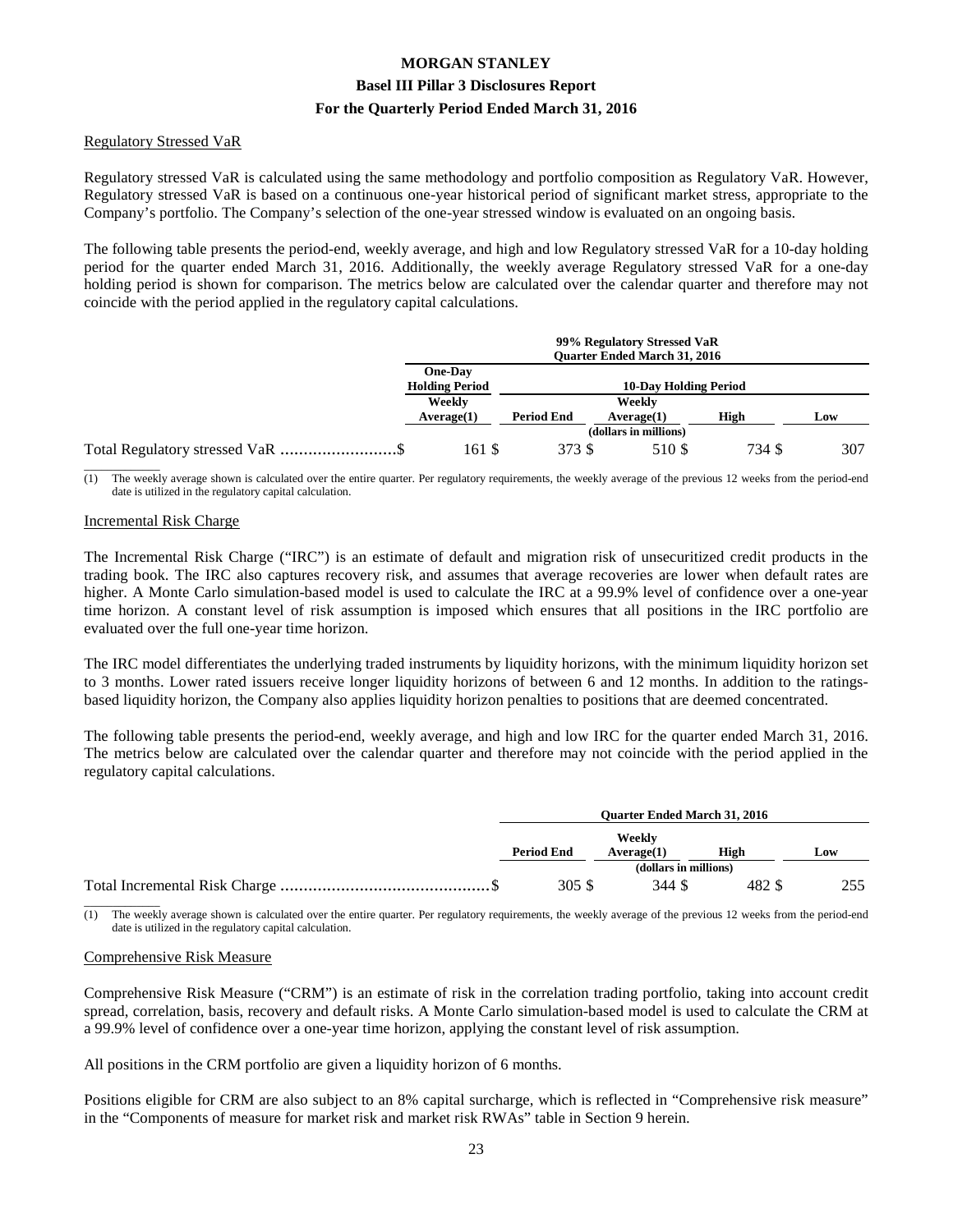#### Regulatory Stressed VaR

Regulatory stressed VaR is calculated using the same methodology and portfolio composition as Regulatory VaR. However, Regulatory stressed VaR is based on a continuous one-year historical period of significant market stress, appropriate to the Company's portfolio. The Company's selection of the one-year stressed window is evaluated on an ongoing basis.

The following table presents the period-end, weekly average, and high and low Regulatory stressed VaR for a 10-day holding period for the quarter ended March 31, 2016. Additionally, the weekly average Regulatory stressed VaR for a one-day holding period is shown for comparison. The metrics below are calculated over the calendar quarter and therefore may not coincide with the period applied in the regulatory capital calculations.

| | 99% Regulatory Stressed VaR Quarter Ended March 31, 2016 | | | | |
|---|---|---|---|---|---|
| | One-Day Holding Period | 10-Day Holding Period | | | |
| | Weekly Average(1) | Period End | Weekly Average(1) | High | Low |
| | (dollars in millions) | | | | |
| Total Regulatory stressed VaR | $ 161 | $ 373 | $ 510 | $ 734 | $ 307 |

(1) The weekly average shown is calculated over the entire quarter. Per regulatory requirements, the weekly average of the previous 12 weeks from the period-end date is utilized in the regulatory capital calculation.

#### Incremental Risk Charge

The Incremental Risk Charge ("IRC") is an estimate of default and migration risk of unsecuritized credit products in the trading book. The IRC also captures recovery risk, and assumes that average recoveries are lower when default rates are higher. A Monte Carlo simulation-based model is used to calculate the IRC at a 99.9% level of confidence over a one-year time horizon. A constant level of risk assumption is imposed which ensures that all positions in the IRC portfolio are evaluated over the full one-year time horizon.

The IRC model differentiates the underlying traded instruments by liquidity horizons, with the minimum liquidity horizon set to 3 months. Lower rated issuers receive longer liquidity horizons of between 6 and 12 months. In addition to the ratings-based liquidity horizon, the Company also applies liquidity horizon penalties to positions that are deemed concentrated.

The following table presents the period-end, weekly average, and high and low IRC for the quarter ended March 31, 2016. The metrics below are calculated over the calendar quarter and therefore may not coincide with the period applied in the regulatory capital calculations.

| | Quarter Ended March 31, 2016 | | | |
|---|---|---|---|---|
| | Period End | Weekly Average(1) | High | Low |
| | (dollars in millions) | | | |
| Total Incremental Risk Charge | $ 305 | $ 344 | $ 482 | $ 255 |

(1) The weekly average shown is calculated over the entire quarter. Per regulatory requirements, the weekly average of the previous 12 weeks from the period-end date is utilized in the regulatory capital calculation.

#### Comprehensive Risk Measure

Comprehensive Risk Measure ("CRM") is an estimate of risk in the correlation trading portfolio, taking into account credit spread, correlation, basis, recovery and default risks. A Monte Carlo simulation-based model is used to calculate the CRM at a 99.9% level of confidence over a one-year time horizon, applying the constant level of risk assumption.

All positions in the CRM portfolio are given a liquidity horizon of 6 months.

Positions eligible for CRM are also subject to an 8% capital surcharge, which is reflected in "Comprehensive risk measure" in the "Components of measure for market risk and market risk RWAs" table in Section 9 herein.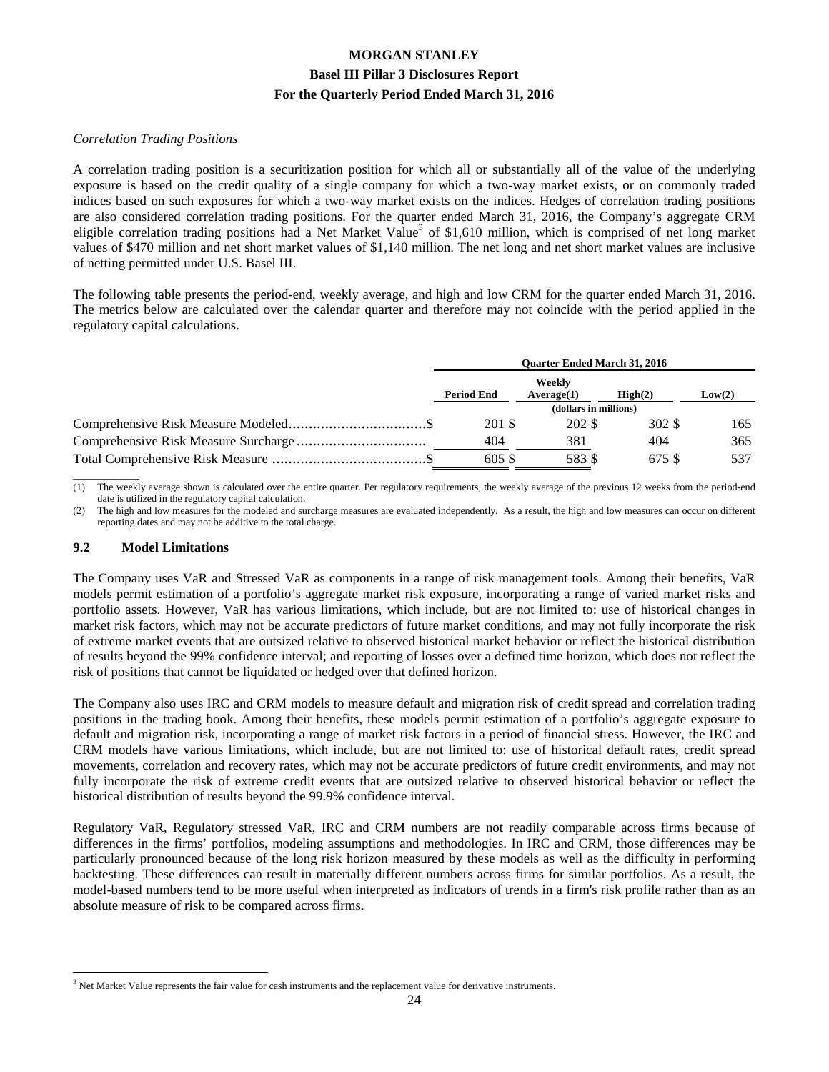*Correlation Trading Positions*

A correlation trading position is a securitization position for which all or substantially all of the value of the underlying exposure is based on the credit quality of a single company for which a two-way market exists, or on commonly traded indices based on such exposures for which a two-way market exists on the indices. Hedges of correlation trading positions are also considered correlation trading positions. For the quarter ended March 31, 2016, the Company's aggregate CRM eligible correlation trading positions had a Net Market Value[3] of $1,610 million, which is comprised of net long market values of $470 million and net short market values of $1,140 million. The net long and net short market values are inclusive of netting permitted under U.S. Basel III.

The following table presents the period-end, weekly average, and high and low CRM for the quarter ended March 31, 2016. The metrics below are calculated over the calendar quarter and therefore may not coincide with the period applied in the regulatory capital calculations.

| | Quarter Ended March 31, 2016 | | | |
|---|---|---|---|---|
| | Period End | Weekly Average(1) | High(2) | Low(2) |
| | (dollars in millions) | | | |
| Comprehensive Risk Measure Modeled | $ 201 | $ 202 | $ 302 | $ 165 |
| Comprehensive Risk Measure Surcharge | 404 | 381 | 404 | 365 |
| Total Comprehensive Risk Measure | $ 605 | $ 583 | $ 675 | $ 537 |

(1) The weekly average shown is calculated over the entire quarter. Per regulatory requirements, the weekly average of the previous 12 weeks from the period-end date is utilized in the regulatory capital calculation.

(2) The high and low measures for the modeled and surcharge measures are evaluated independently. As a result, the high and low measures can occur on different reporting dates and may not be additive to the total charge.

## 9.2 Model Limitations

The Company uses VaR and Stressed VaR as components in a range of risk management tools. Among their benefits, VaR models permit estimation of a portfolio's aggregate market risk exposure, incorporating a range of varied market risks and portfolio assets. However, VaR has various limitations, which include, but are not limited to: use of historical changes in market risk factors, which may not be accurate predictors of future market conditions, and may not fully incorporate the risk of extreme market events that are outsized relative to observed historical market behavior or reflect the historical distribution of results beyond the 99% confidence interval; and reporting of losses over a defined time horizon, which does not reflect the risk of positions that cannot be liquidated or hedged over that defined horizon.

The Company also uses IRC and CRM models to measure default and migration risk of credit spread and correlation trading positions in the trading book. Among their benefits, these models permit estimation of a portfolio's aggregate exposure to default and migration risk, incorporating a range of market risk factors in a period of financial stress. However, the IRC and CRM models have various limitations, which include, but are not limited to: use of historical default rates, credit spread movements, correlation and recovery rates, which may not be accurate predictors of future credit environments, and may not fully incorporate the risk of extreme credit events that are outsized relative to observed historical behavior or reflect the historical distribution of results beyond the 99.9% confidence interval.

Regulatory VaR, Regulatory stressed VaR, IRC and CRM numbers are not readily comparable across firms because of differences in the firms' portfolios, modeling assumptions and methodologies. In IRC and CRM, those differences may be particularly pronounced because of the long risk horizon measured by these models as well as the difficulty in performing backtesting. These differences can result in materially different numbers across firms for similar portfolios. As a result, the model-based numbers tend to be more useful when interpreted as indicators of trends in a firm's risk profile rather than as an absolute measure of risk to be compared across firms.

[3] Net Market Value represents the fair value for cash instruments and the replacement value for derivative instruments.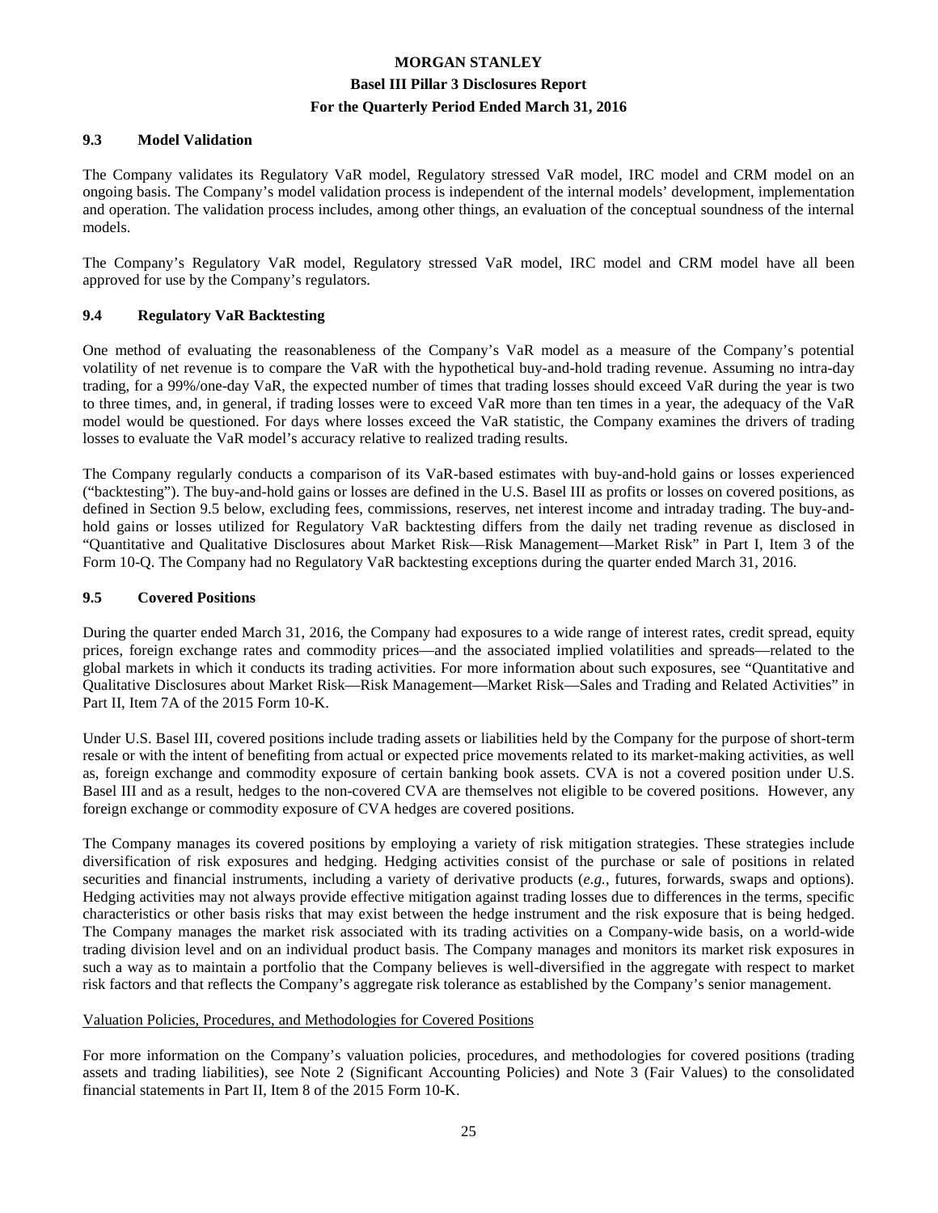### 9.3 Model Validation

The Company validates its Regulatory VaR model, Regulatory stressed VaR model, IRC model and CRM model on an ongoing basis. The Company's model validation process is independent of the internal models' development, implementation and operation. The validation process includes, among other things, an evaluation of the conceptual soundness of the internal models.

The Company's Regulatory VaR model, Regulatory stressed VaR model, IRC model and CRM model have all been approved for use by the Company's regulators.

### 9.4 Regulatory VaR Backtesting

One method of evaluating the reasonableness of the Company's VaR model as a measure of the Company's potential volatility of net revenue is to compare the VaR with the hypothetical buy-and-hold trading revenue. Assuming no intra-day trading, for a 99%/one-day VaR, the expected number of times that trading losses should exceed VaR during the year is two to three times, and, in general, if trading losses were to exceed VaR more than ten times in a year, the adequacy of the VaR model would be questioned. For days where losses exceed the VaR statistic, the Company examines the drivers of trading losses to evaluate the VaR model's accuracy relative to realized trading results.

The Company regularly conducts a comparison of its VaR-based estimates with buy-and-hold gains or losses experienced ("backtesting"). The buy-and-hold gains or losses are defined in the U.S. Basel III as profits or losses on covered positions, as defined in Section 9.5 below, excluding fees, commissions, reserves, net interest income and intraday trading. The buy-and-hold gains or losses utilized for Regulatory VaR backtesting differs from the daily net trading revenue as disclosed in "Quantitative and Qualitative Disclosures about Market Risk—Risk Management—Market Risk" in Part I, Item 3 of the Form 10-Q. The Company had no Regulatory VaR backtesting exceptions during the quarter ended March 31, 2016.

### 9.5 Covered Positions

During the quarter ended March 31, 2016, the Company had exposures to a wide range of interest rates, credit spread, equity prices, foreign exchange rates and commodity prices—and the associated implied volatilities and spreads—related to the global markets in which it conducts its trading activities. For more information about such exposures, see "Quantitative and Qualitative Disclosures about Market Risk—Risk Management—Market Risk—Sales and Trading and Related Activities" in Part II, Item 7A of the 2015 Form 10-K.

Under U.S. Basel III, covered positions include trading assets or liabilities held by the Company for the purpose of short-term resale or with the intent of benefiting from actual or expected price movements related to its market-making activities, as well as, foreign exchange and commodity exposure of certain banking book assets. CVA is not a covered position under U.S. Basel III and as a result, hedges to the non-covered CVA are themselves not eligible to be covered positions. However, any foreign exchange or commodity exposure of CVA hedges are covered positions.

The Company manages its covered positions by employing a variety of risk mitigation strategies. These strategies include diversification of risk exposures and hedging. Hedging activities consist of the purchase or sale of positions in related securities and financial instruments, including a variety of derivative products (*e.g.*, futures, forwards, swaps and options). Hedging activities may not always provide effective mitigation against trading losses due to differences in the terms, specific characteristics or other basis risks that may exist between the hedge instrument and the risk exposure that is being hedged. The Company manages the market risk associated with its trading activities on a Company-wide basis, on a world-wide trading division level and on an individual product basis. The Company manages and monitors its market risk exposures in such a way as to maintain a portfolio that the Company believes is well-diversified in the aggregate with respect to market risk factors and that reflects the Company's aggregate risk tolerance as established by the Company's senior management.

Valuation Policies, Procedures, and Methodologies for Covered Positions

For more information on the Company's valuation policies, procedures, and methodologies for covered positions (trading assets and trading liabilities), see Note 2 (Significant Accounting Policies) and Note 3 (Fair Values) to the consolidated financial statements in Part II, Item 8 of the 2015 Form 10-K.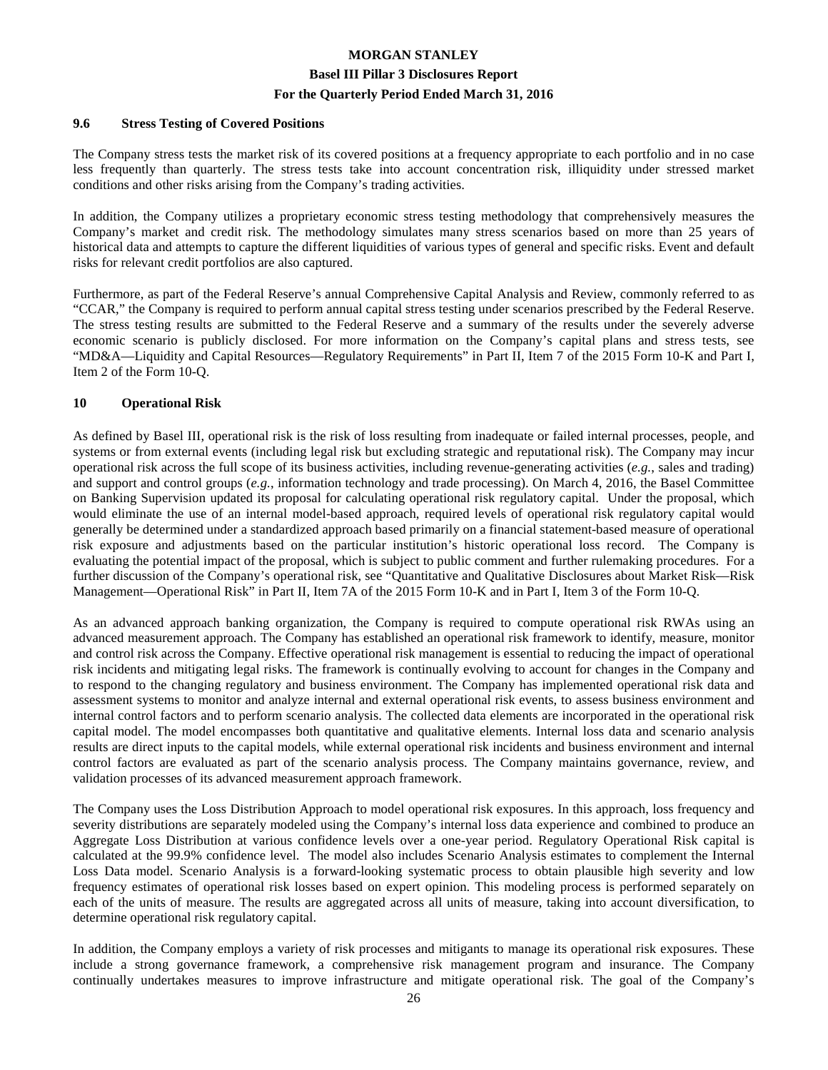### 9.6 Stress Testing of Covered Positions

The Company stress tests the market risk of its covered positions at a frequency appropriate to each portfolio and in no case less frequently than quarterly. The stress tests take into account concentration risk, illiquidity under stressed market conditions and other risks arising from the Company's trading activities.

In addition, the Company utilizes a proprietary economic stress testing methodology that comprehensively measures the Company's market and credit risk. The methodology simulates many stress scenarios based on more than 25 years of historical data and attempts to capture the different liquidities of various types of general and specific risks. Event and default risks for relevant credit portfolios are also captured.

Furthermore, as part of the Federal Reserve's annual Comprehensive Capital Analysis and Review, commonly referred to as "CCAR," the Company is required to perform annual capital stress testing under scenarios prescribed by the Federal Reserve. The stress testing results are submitted to the Federal Reserve and a summary of the results under the severely adverse economic scenario is publicly disclosed. For more information on the Company's capital plans and stress tests, see "MD&A—Liquidity and Capital Resources—Regulatory Requirements" in Part II, Item 7 of the 2015 Form 10-K and Part I, Item 2 of the Form 10-Q.

## 10 Operational Risk

As defined by Basel III, operational risk is the risk of loss resulting from inadequate or failed internal processes, people, and systems or from external events (including legal risk but excluding strategic and reputational risk). The Company may incur operational risk across the full scope of its business activities, including revenue-generating activities (*e.g.*, sales and trading) and support and control groups (*e.g.*, information technology and trade processing). On March 4, 2016, the Basel Committee on Banking Supervision updated its proposal for calculating operational risk regulatory capital. Under the proposal, which would eliminate the use of an internal model-based approach, required levels of operational risk regulatory capital would generally be determined under a standardized approach based primarily on a financial statement-based measure of operational risk exposure and adjustments based on the particular institution's historic operational loss record. The Company is evaluating the potential impact of the proposal, which is subject to public comment and further rulemaking procedures. For a further discussion of the Company's operational risk, see "Quantitative and Qualitative Disclosures about Market Risk—Risk Management—Operational Risk" in Part II, Item 7A of the 2015 Form 10-K and in Part I, Item 3 of the Form 10-Q.

As an advanced approach banking organization, the Company is required to compute operational risk RWAs using an advanced measurement approach. The Company has established an operational risk framework to identify, measure, monitor and control risk across the Company. Effective operational risk management is essential to reducing the impact of operational risk incidents and mitigating legal risks. The framework is continually evolving to account for changes in the Company and to respond to the changing regulatory and business environment. The Company has implemented operational risk data and assessment systems to monitor and analyze internal and external operational risk events, to assess business environment and internal control factors and to perform scenario analysis. The collected data elements are incorporated in the operational risk capital model. The model encompasses both quantitative and qualitative elements. Internal loss data and scenario analysis results are direct inputs to the capital models, while external operational risk incidents and business environment and internal control factors are evaluated as part of the scenario analysis process. The Company maintains governance, review, and validation processes of its advanced measurement approach framework.

The Company uses the Loss Distribution Approach to model operational risk exposures. In this approach, loss frequency and severity distributions are separately modeled using the Company's internal loss data experience and combined to produce an Aggregate Loss Distribution at various confidence levels over a one-year period. Regulatory Operational Risk capital is calculated at the 99.9% confidence level. The model also includes Scenario Analysis estimates to complement the Internal Loss Data model. Scenario Analysis is a forward-looking systematic process to obtain plausible high severity and low frequency estimates of operational risk losses based on expert opinion. This modeling process is performed separately on each of the units of measure. The results are aggregated across all units of measure, taking into account diversification, to determine operational risk regulatory capital.

In addition, the Company employs a variety of risk processes and mitigants to manage its operational risk exposures. These include a strong governance framework, a comprehensive risk management program and insurance. The Company continually undertakes measures to improve infrastructure and mitigate operational risk. The goal of the Company's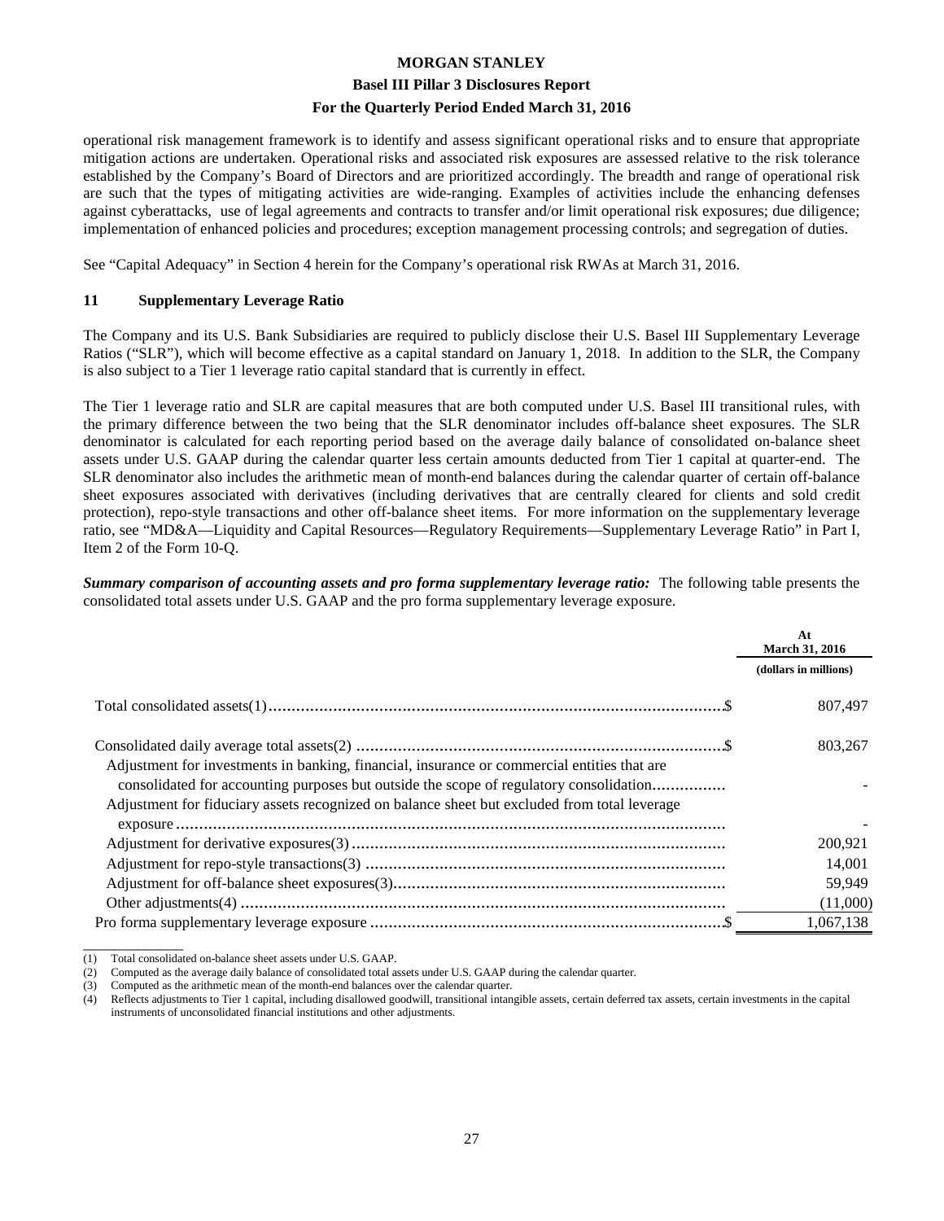operational risk management framework is to identify and assess significant operational risks and to ensure that appropriate mitigation actions are undertaken. Operational risks and associated risk exposures are assessed relative to the risk tolerance established by the Company's Board of Directors and are prioritized accordingly. The breadth and range of operational risk are such that the types of mitigating activities are wide-ranging. Examples of activities include the enhancing defenses against cyberattacks, use of legal agreements and contracts to transfer and/or limit operational risk exposures; due diligence; implementation of enhanced policies and procedures; exception management processing controls; and segregation of duties.

See "Capital Adequacy" in Section 4 herein for the Company's operational risk RWAs at March 31, 2016.

## 11 Supplementary Leverage Ratio

The Company and its U.S. Bank Subsidiaries are required to publicly disclose their U.S. Basel III Supplementary Leverage Ratios ("SLR"), which will become effective as a capital standard on January 1, 2018. In addition to the SLR, the Company is also subject to a Tier 1 leverage ratio capital standard that is currently in effect.

The Tier 1 leverage ratio and SLR are capital measures that are both computed under U.S. Basel III transitional rules, with the primary difference between the two being that the SLR denominator includes off-balance sheet exposures. The SLR denominator is calculated for each reporting period based on the average daily balance of consolidated on-balance sheet assets under U.S. GAAP during the calendar quarter less certain amounts deducted from Tier 1 capital at quarter-end. The SLR denominator also includes the arithmetic mean of month-end balances during the calendar quarter of certain off-balance sheet exposures associated with derivatives (including derivatives that are centrally cleared for clients and sold credit protection), repo-style transactions and other off-balance sheet items. For more information on the supplementary leverage ratio, see "MD&A—Liquidity and Capital Resources—Regulatory Requirements—Supplementary Leverage Ratio" in Part I, Item 2 of the Form 10-Q.

***Summary comparison of accounting assets and pro forma supplementary leverage ratio:*** The following table presents the consolidated total assets under U.S. GAAP and the pro forma supplementary leverage exposure.

| | At March 31, 2016 |
|---|---|
| | (dollars in millions) |
| Total consolidated assets(1) $ | 807,497 |
| Consolidated daily average total assets(2) $ | 803,267 |
| Adjustment for investments in banking, financial, insurance or commercial entities that are consolidated for accounting purposes but outside the scope of regulatory consolidation | - |
| Adjustment for fiduciary assets recognized on balance sheet but excluded from total leverage exposure | - |
| Adjustment for derivative exposures(3) | 200,921 |
| Adjustment for repo-style transactions(3) | 14,001 |
| Adjustment for off-balance sheet exposures(3) | 59,949 |
| Other adjustments(4) | (11,000) |
| Pro forma supplementary leverage exposure $ | 1,067,138 |

(1) Total consolidated on-balance sheet assets under U.S. GAAP.
(2) Computed as the average daily balance of consolidated total assets under U.S. GAAP during the calendar quarter.
(3) Computed as the arithmetic mean of the month-end balances over the calendar quarter.
(4) Reflects adjustments to Tier 1 capital, including disallowed goodwill, transitional intangible assets, certain deferred tax assets, certain investments in the capital instruments of unconsolidated financial institutions and other adjustments.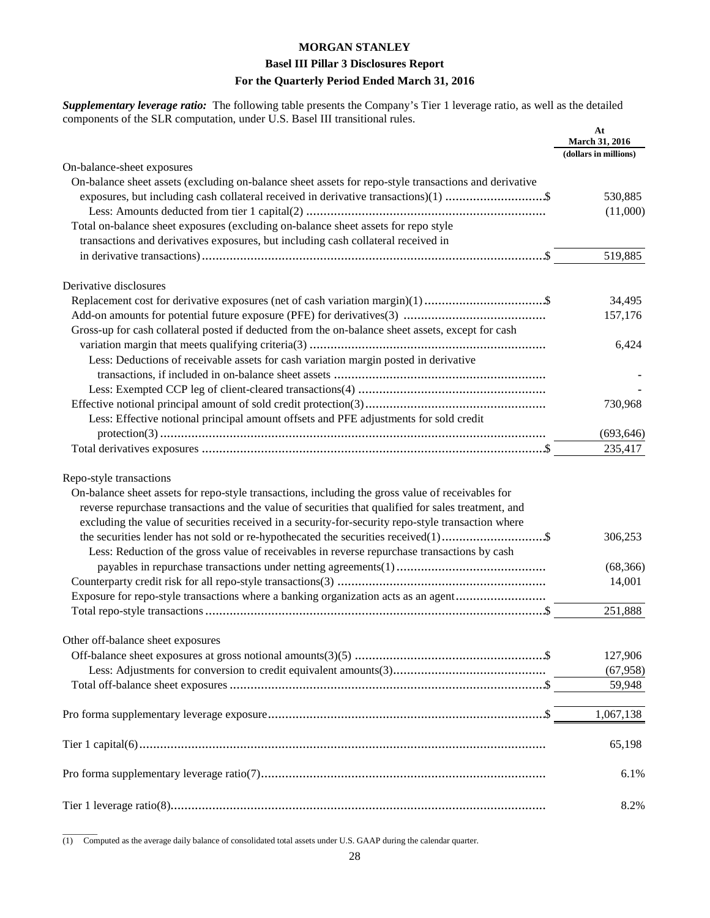**MORGAN STANLEY**

**Basel III Pillar 3 Disclosures Report**

**For the Quarterly Period Ended March 31, 2016**

***Supplementary leverage ratio:*** The following table presents the Company's Tier 1 leverage ratio, as well as the detailed components of the SLR computation, under U.S. Basel III transitional rules.

| | At March 31, 2016 (dollars in millions) |
|---|---|
| On-balance-sheet exposures | |
| On-balance sheet assets (excluding on-balance sheet assets for repo-style transactions and derivative exposures, but including cash collateral received in derivative transactions)(1) $ | 530,885 |
| Less: Amounts deducted from tier 1 capital(2) | (11,000) |
| Total on-balance sheet exposures (excluding on-balance sheet assets for repo style transactions and derivatives exposures, but including cash collateral received in in derivative transactions) $ | 519,885 |
| Derivative disclosures | |
| Replacement cost for derivative exposures (net of cash variation margin)(1) $ | 34,495 |
| Add-on amounts for potential future exposure (PFE) for derivatives(3) | 157,176 |
| Gross-up for cash collateral posted if deducted from the on-balance sheet assets, except for cash variation margin that meets qualifying criteria(3) | 6,424 |
| Less: Deductions of receivable assets for cash variation margin posted in derivative transactions, if included in on-balance sheet assets | - |
| Less: Exempted CCP leg of client-cleared transactions(4) | - |
| Effective notional principal amount of sold credit protection(3) | 730,968 |
| Less: Effective notional principal amount offsets and PFE adjustments for sold credit protection(3) | (693,646) |
| Total derivatives exposures $ | 235,417 |
| Repo-style transactions | |
| On-balance sheet assets for repo-style transactions, including the gross value of receivables for reverse repurchase transactions and the value of securities that qualified for sales treatment, and excluding the value of securities received in a security-for-security repo-style transaction where the securities lender has not sold or re-hypothecated the securities received(1) $ | 306,253 |
| Less: Reduction of the gross value of receivables in reverse repurchase transactions by cash payables in repurchase transactions under netting agreements(1) | (68,366) |
| Counterparty credit risk for all repo-style transactions(3) | 14,001 |
| Exposure for repo-style transactions where a banking organization acts as an agent | |
| Total repo-style transactions $ | 251,888 |
| Other off-balance sheet exposures | |
| Off-balance sheet exposures at gross notional amounts(3)(5) $ | 127,906 |
| Less: Adjustments for conversion to credit equivalent amounts(3) | (67,958) |
| Total off-balance sheet exposures $ | 59,948 |
| Pro forma supplementary leverage exposure $ | 1,067,138 |
| Tier 1 capital(6) | 65,198 |
| Pro forma supplementary leverage ratio(7) | 6.1% |
| Tier 1 leverage ratio(8) | 8.2% |

(1) Computed as the average daily balance of consolidated total assets under U.S. GAAP during the calendar quarter.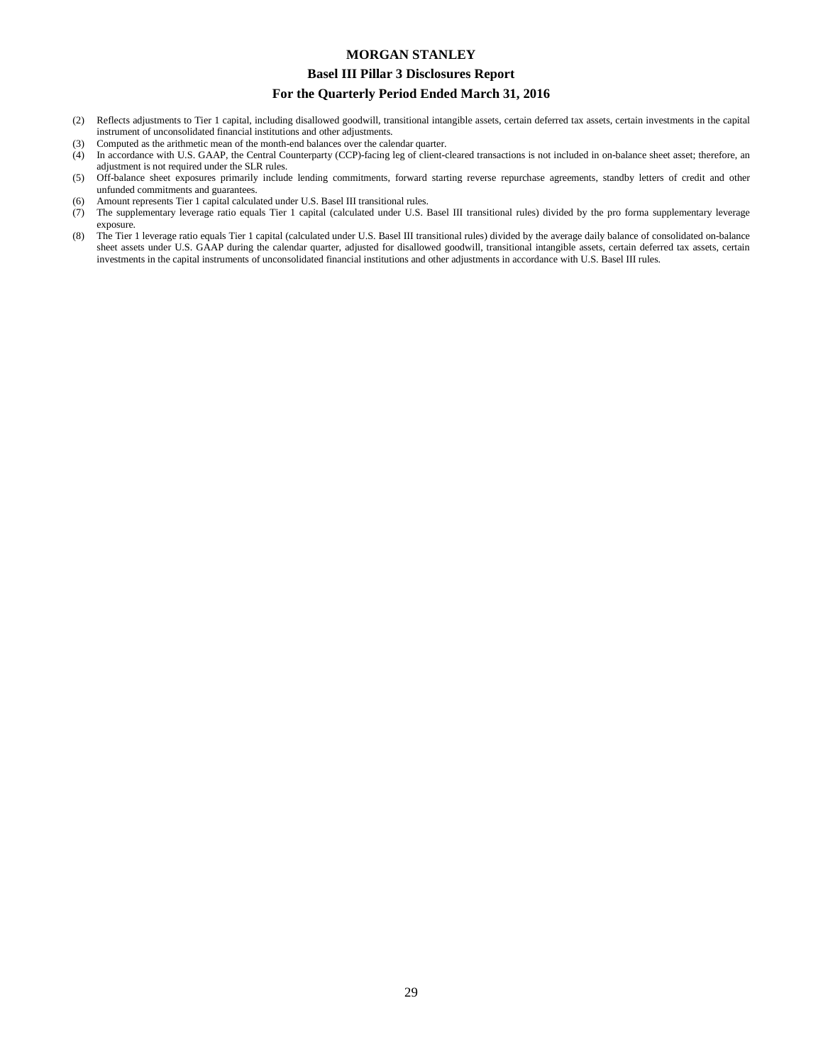(2) Reflects adjustments to Tier 1 capital, including disallowed goodwill, transitional intangible assets, certain deferred tax assets, certain investments in the capital instrument of unconsolidated financial institutions and other adjustments.

(3) Computed as the arithmetic mean of the month-end balances over the calendar quarter.

(4) In accordance with U.S. GAAP, the Central Counterparty (CCP)-facing leg of client-cleared transactions is not included in on-balance sheet asset; therefore, an adjustment is not required under the SLR rules.

(5) Off-balance sheet exposures primarily include lending commitments, forward starting reverse repurchase agreements, standby letters of credit and other unfunded commitments and guarantees.

(6) Amount represents Tier 1 capital calculated under U.S. Basel III transitional rules.

(7) The supplementary leverage ratio equals Tier 1 capital (calculated under U.S. Basel III transitional rules) divided by the pro forma supplementary leverage exposure.

(8) The Tier 1 leverage ratio equals Tier 1 capital (calculated under U.S. Basel III transitional rules) divided by the average daily balance of consolidated on-balance sheet assets under U.S. GAAP during the calendar quarter, adjusted for disallowed goodwill, transitional intangible assets, certain deferred tax assets, certain investments in the capital instruments of unconsolidated financial institutions and other adjustments in accordance with U.S. Basel III rules.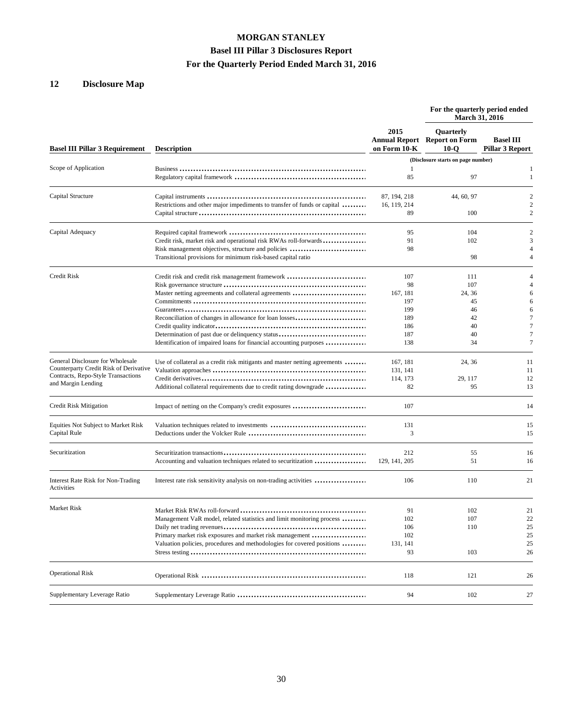# MORGAN STANLEY

## Basel III Pillar 3 Disclosures Report

## For the Quarterly Period Ended March 31, 2016

## 12 Disclosure Map

| | | | For the quarterly period ended March 31, 2016 | |
|---|---|---|---|---|
| **Basel III Pillar 3 Requirement** | **Description** | **2015 Annual Report on Form 10-K** | **Quarterly Report on Form 10-Q** | **Basel III Pillar 3 Report** |
| | | (Disclosure starts on page number) | | |
| Scope of Application | Business | 1 | | 1 |
| | Regulatory capital framework | 85 | 97 | 1 |
| Capital Structure | Capital instruments | 87, 194, 218 | 44, 60, 97 | 2 |
| | Restrictions and other major impediments to transfer of funds or capital | 16, 119, 214 | | 2 |
| | Capital structure | 89 | 100 | 2 |
| Capital Adequacy | Required capital framework | 95 | 104 | 2 |
| | Credit risk, market risk and operational risk RWAs roll-forwards | 91 | 102 | 3 |
| | Risk management objectives, structure and policies | 98 | | 4 |
| | Transitional provisions for minimum risk-based capital ratio | | 98 | 4 |
| Credit Risk | Credit risk and credit risk management framework | 107 | 111 | 4 |
| | Risk governance structure | 98 | 107 | 4 |
| | Master netting agreements and collateral agreements | 167, 181 | 24, 36 | 6 |
| | Commitments | 197 | 45 | 6 |
| | Guarantees | 199 | 46 | 6 |
| | Reconciliation of changes in allowance for loan losses | 189 | 42 | 7 |
| | Credit quality indicator | 186 | 40 | 7 |
| | Determination of past due or delinquency status | 187 | 40 | 7 |
| | Identification of impaired loans for financial accounting purposes | 138 | 34 | 7 |
| General Disclosure for Wholesale Counterparty Credit Risk of Derivative Contracts, Repo-Style Transactions and Margin Lending | Use of collateral as a credit risk mitigants and master netting agreements | 167, 181 | 24, 36 | 11 |
| | Valuation approaches | 131, 141 | | 11 |
| | Credit derivatives | 114, 173 | 29, 117 | 12 |
| | Additional collateral requirements due to credit rating downgrade | 82 | 95 | 13 |
| Credit Risk Mitigation | Impact of netting on the Company's credit exposures | 107 | | 14 |
| Equities Not Subject to Market Risk Capital Rule | Valuation techniques related to investments | 131 | | 15 |
| | Deductions under the Volcker Rule | 3 | | 15 |
| Securitization | Securitization transactions | 212 | 55 | 16 |
| | Accounting and valuation techniques related to securitization | 129, 141, 205 | 51 | 16 |
| Interest Rate Risk for Non-Trading Activities | Interest rate risk sensitivity analysis on non-trading activities | 106 | 110 | 21 |
| Market Risk | Market Risk RWAs roll-forward | 91 | 102 | 21 |
| | Management VaR model, related statistics and limit monitoring process | 102 | 107 | 22 |
| | Daily net trading revenues | 106 | 110 | 25 |
| | Primary market risk exposures and market risk management | 102 | | 25 |
| | Valuation policies, procedures and methodologies for covered positions | 131, 141 | | 25 |
| | Stress testing | 93 | 103 | 26 |
| Operational Risk | Operational Risk | 118 | 121 | 26 |
| Supplementary Leverage Ratio | Supplementary Leverage Ratio | 94 | 102 | 27 |